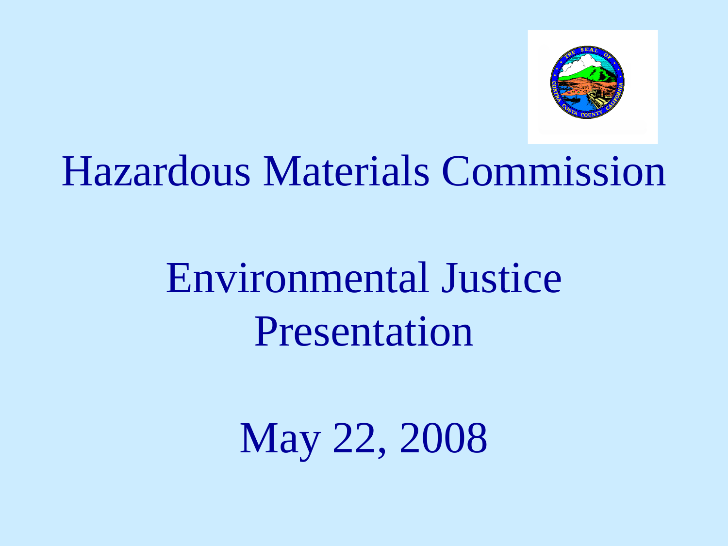# Hazardous Materials Commission

## Environmental Justice Presentation

May 22, 2008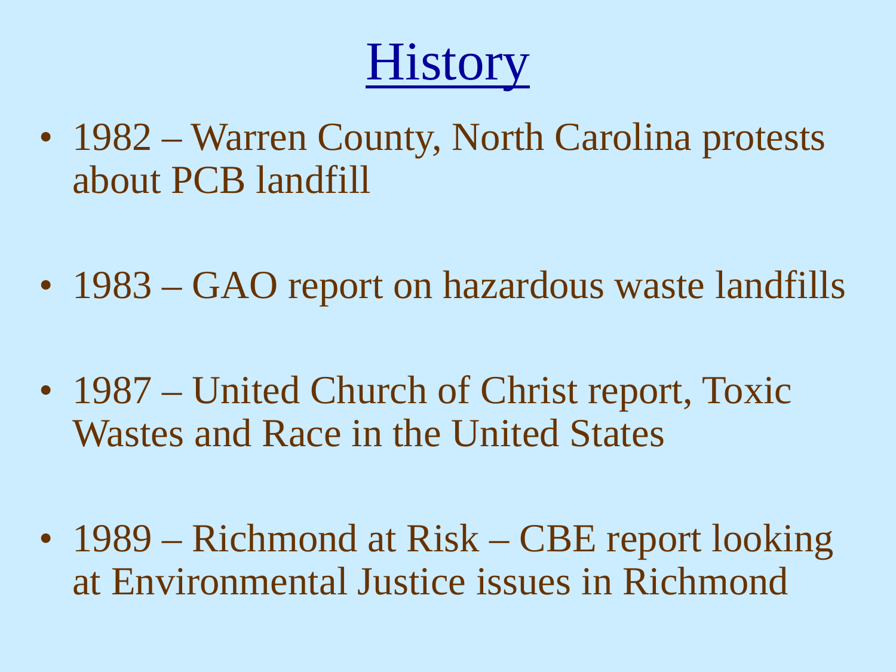# History

- 1982 – Warren County, North Carolina protests about PCB landfill
- 1983 – GAO report on hazardous waste landfills
- 1987 – United Church of Christ report, Toxic Wastes and Race in the United States
- 1989 – Richmond at Risk – CBE report looking at Environmental Justice issues in Richmond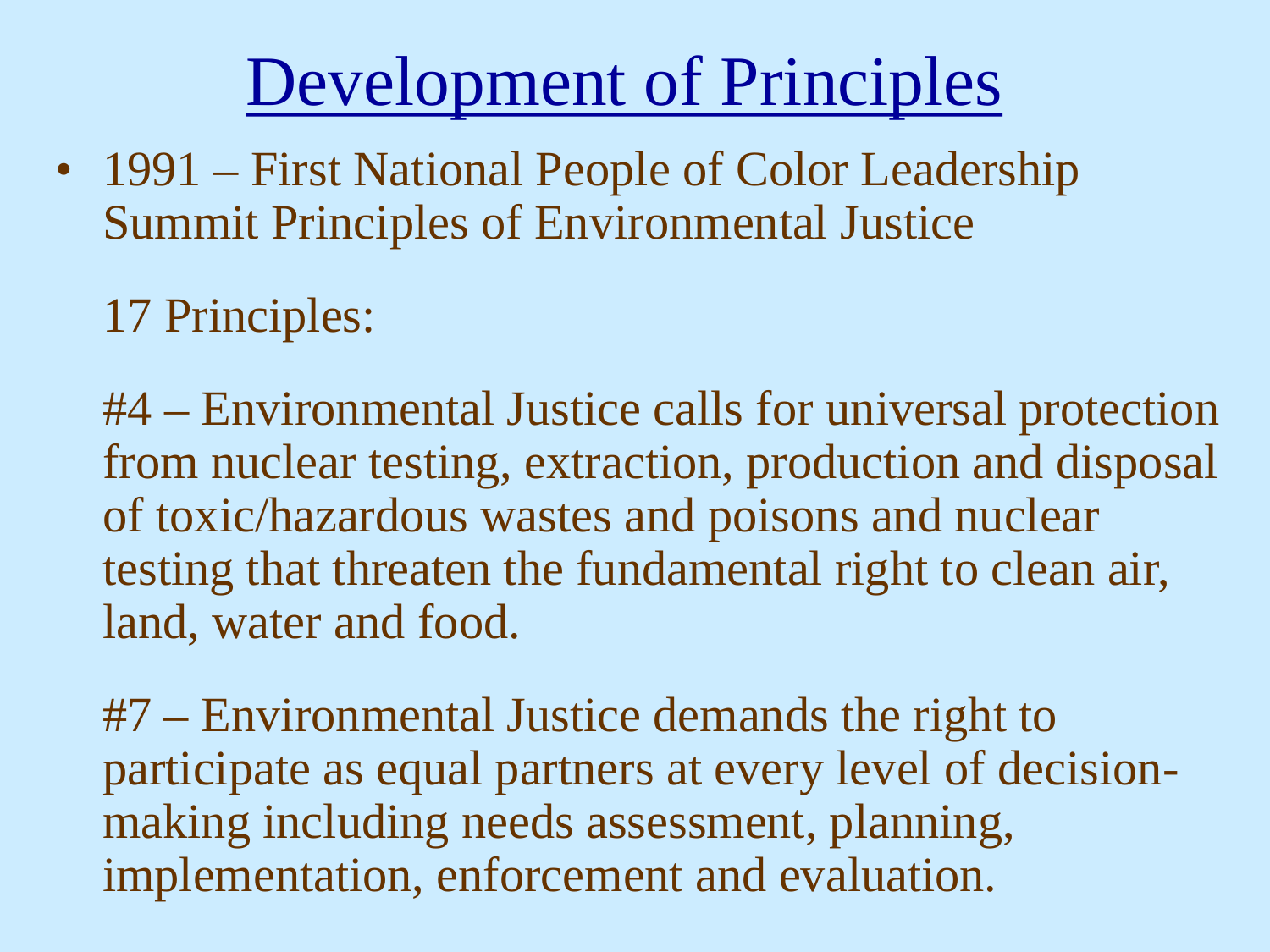# Development of Principles

- 1991 – First National People of Color Leadership Summit Principles of Environmental Justice

  17 Principles:

  #4 – Environmental Justice calls for universal protection from nuclear testing, extraction, production and disposal of toxic/hazardous wastes and poisons and nuclear testing that threaten the fundamental right to clean air, land, water and food.

  #7 – Environmental Justice demands the right to participate as equal partners at every level of decision-making including needs assessment, planning, implementation, enforcement and evaluation.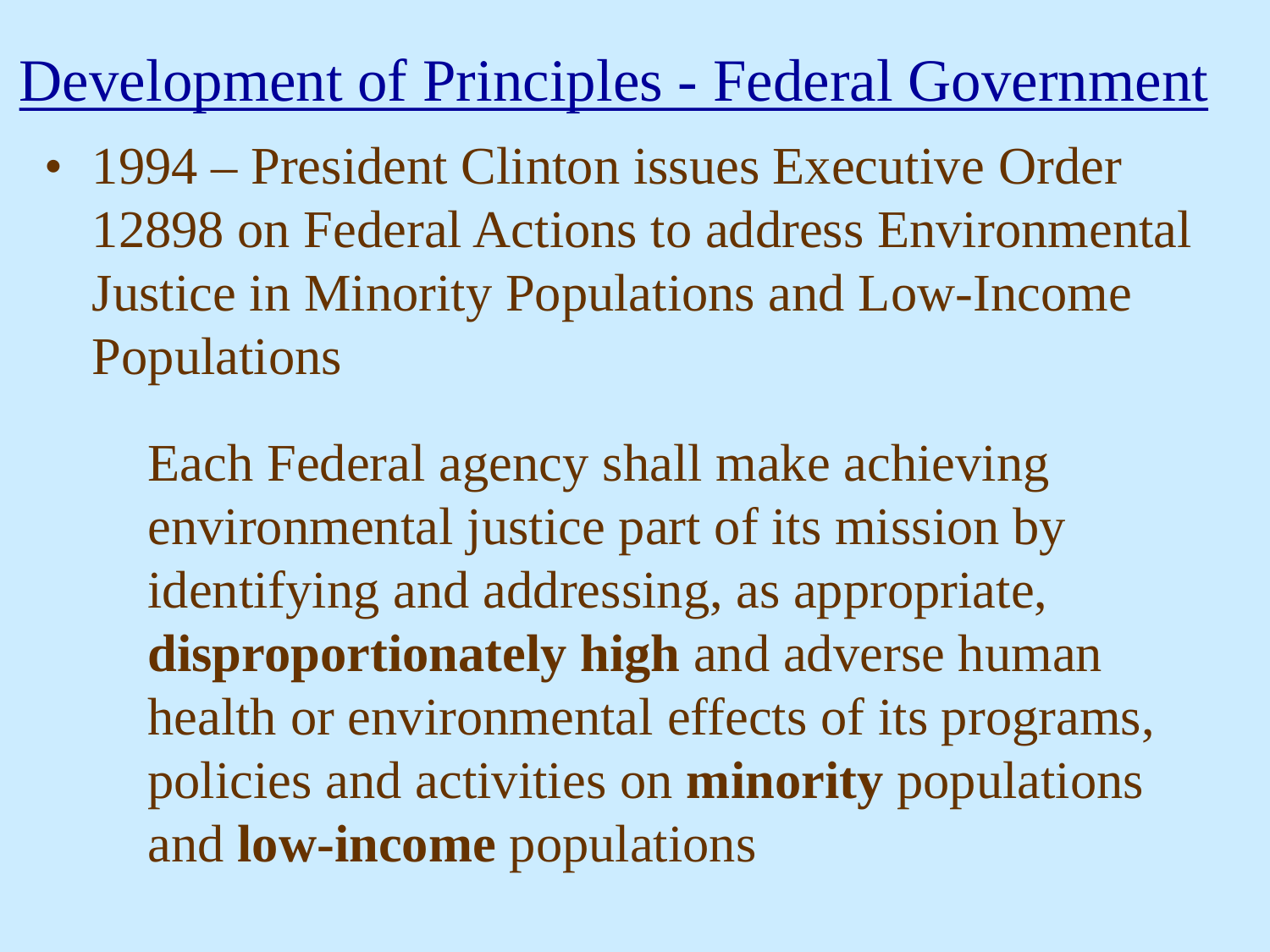# Development of Principles - Federal Government

- 1994 – President Clinton issues Executive Order 12898 on Federal Actions to address Environmental Justice in Minority Populations and Low-Income Populations

> Each Federal agency shall make achieving environmental justice part of its mission by identifying and addressing, as appropriate, **disproportionately high** and adverse human health or environmental effects of its programs, policies and activities on **minority** populations and **low-income** populations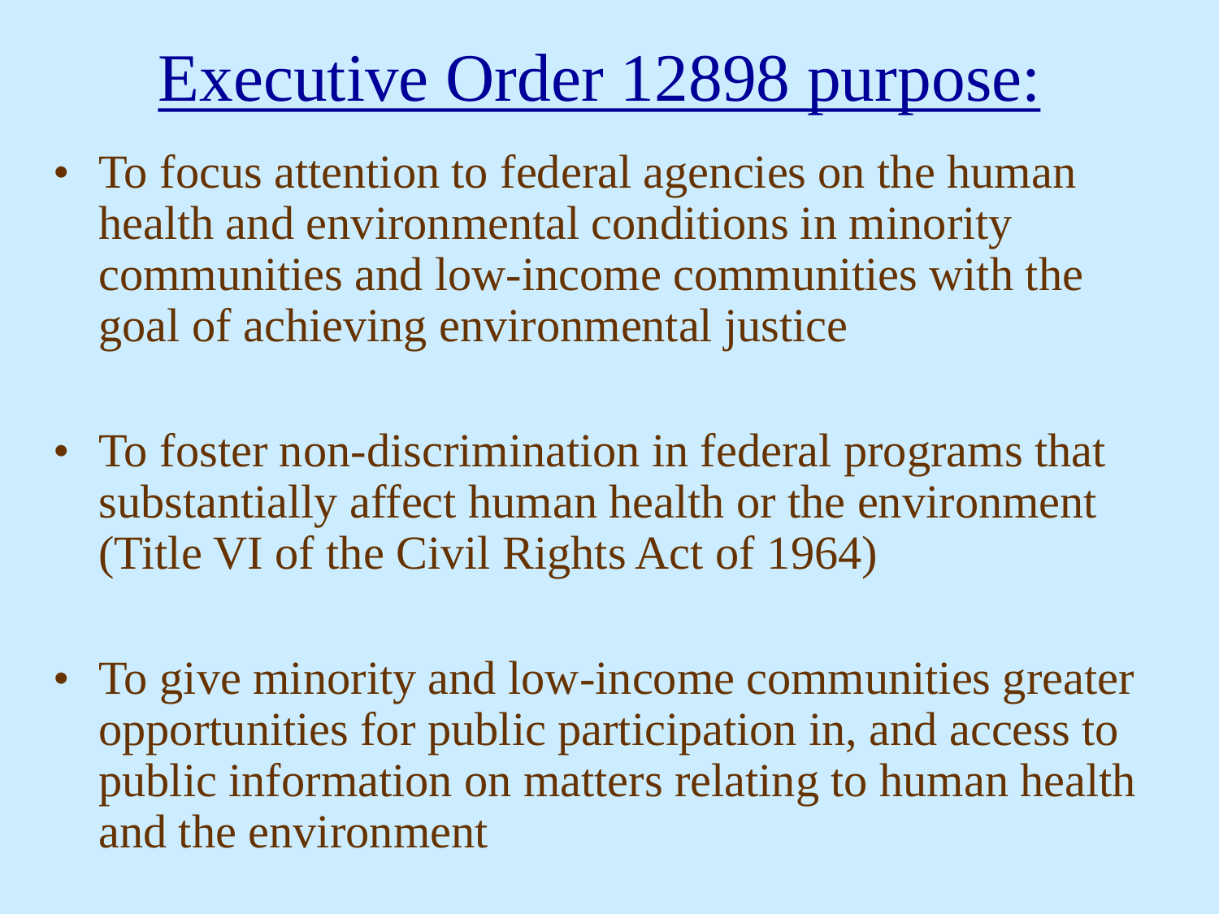# Executive Order 12898 purpose:

- To focus attention to federal agencies on the human health and environmental conditions in minority communities and low-income communities with the goal of achieving environmental justice

- To foster non-discrimination in federal programs that substantially affect human health or the environment (Title VI of the Civil Rights Act of 1964)

- To give minority and low-income communities greater opportunities for public participation in, and access to public information on matters relating to human health and the environment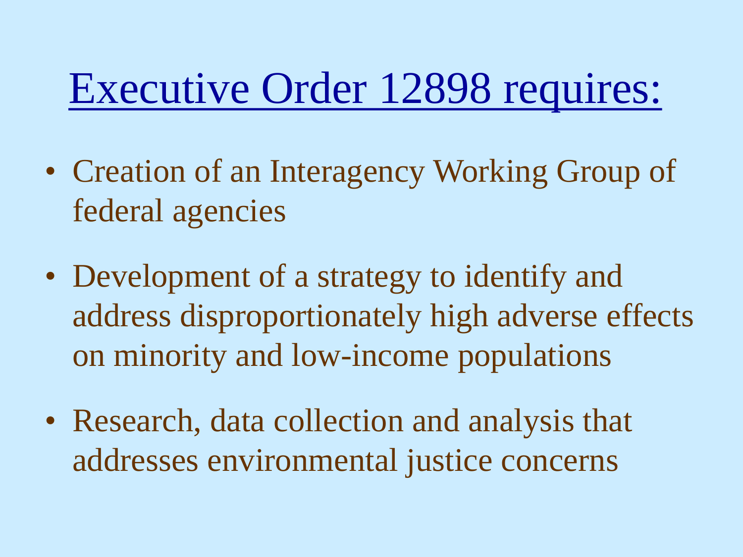# Executive Order 12898 requires:

- Creation of an Interagency Working Group of federal agencies
- Development of a strategy to identify and address disproportionately high adverse effects on minority and low-income populations
- Research, data collection and analysis that addresses environmental justice concerns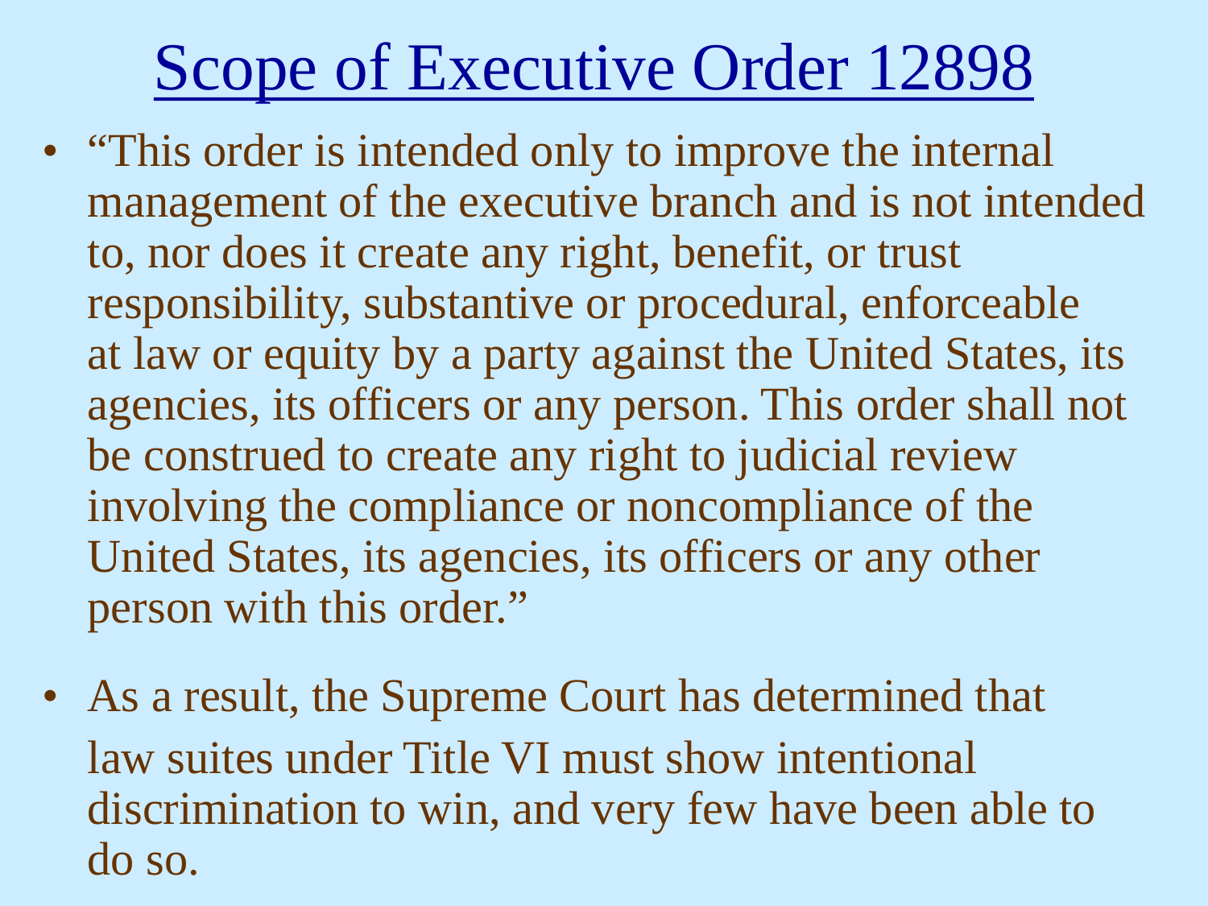# Scope of Executive Order 12898

- "This order is intended only to improve the internal management of the executive branch and is not intended to, nor does it create any right, benefit, or trust responsibility, substantive or procedural, enforceable at law or equity by a party against the United States, its agencies, its officers or any person. This order shall not be construed to create any right to judicial review involving the compliance or noncompliance of the United States, its agencies, its officers or any other person with this order."
- As a result, the Supreme Court has determined that law suites under Title VI must show intentional discrimination to win, and very few have been able to do so.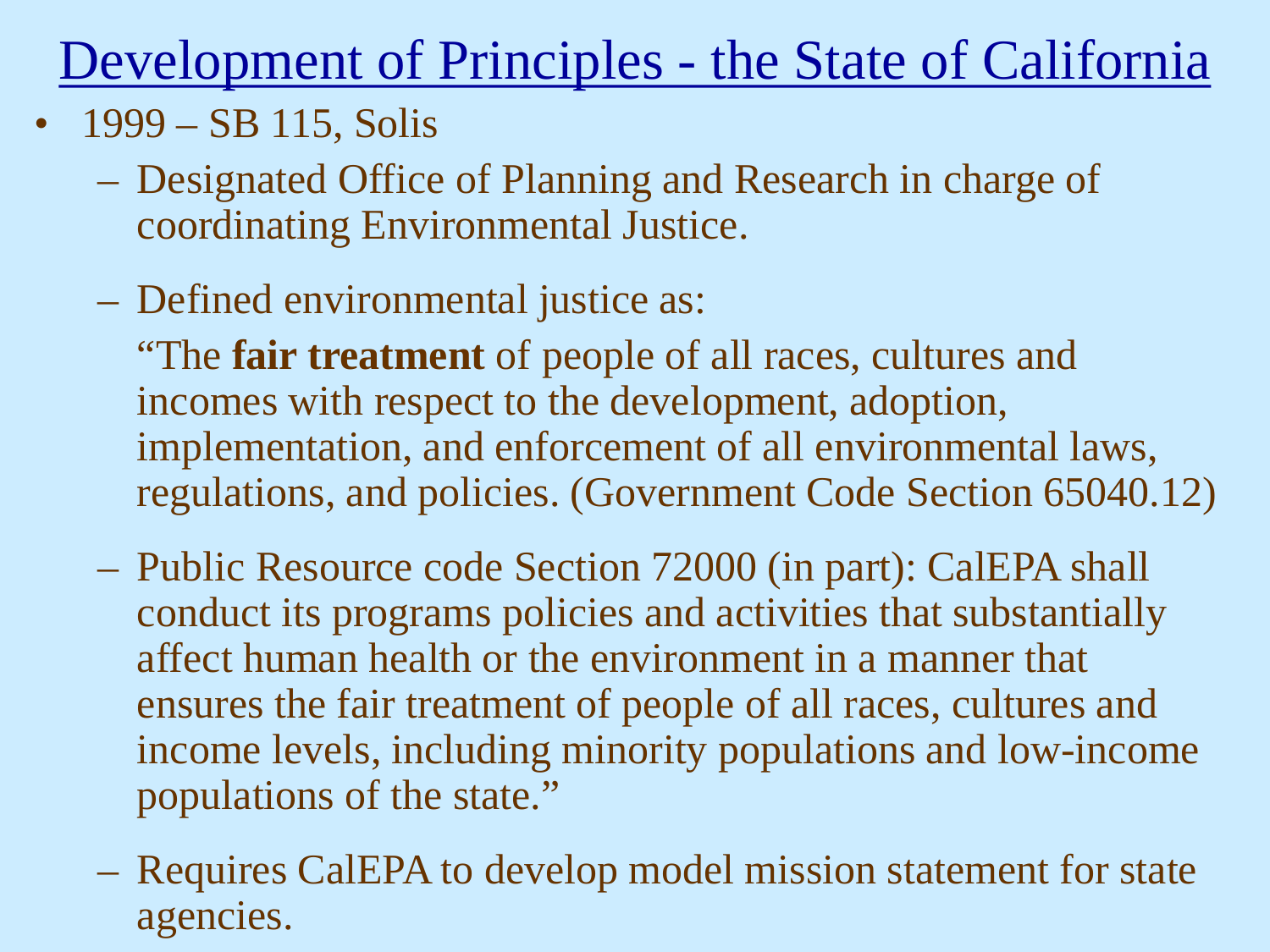# Development of Principles - the State of California

- 1999 – SB 115, Solis
  - Designated Office of Planning and Research in charge of coordinating Environmental Justice.
  - Defined environmental justice as:

    "The **fair treatment** of people of all races, cultures and incomes with respect to the development, adoption, implementation, and enforcement of all environmental laws, regulations, and policies. (Government Code Section 65040.12)
  - Public Resource code Section 72000 (in part): CalEPA shall conduct its programs policies and activities that substantially affect human health or the environment in a manner that ensures the fair treatment of people of all races, cultures and income levels, including minority populations and low-income populations of the state."
  - Requires CalEPA to develop model mission statement for state agencies.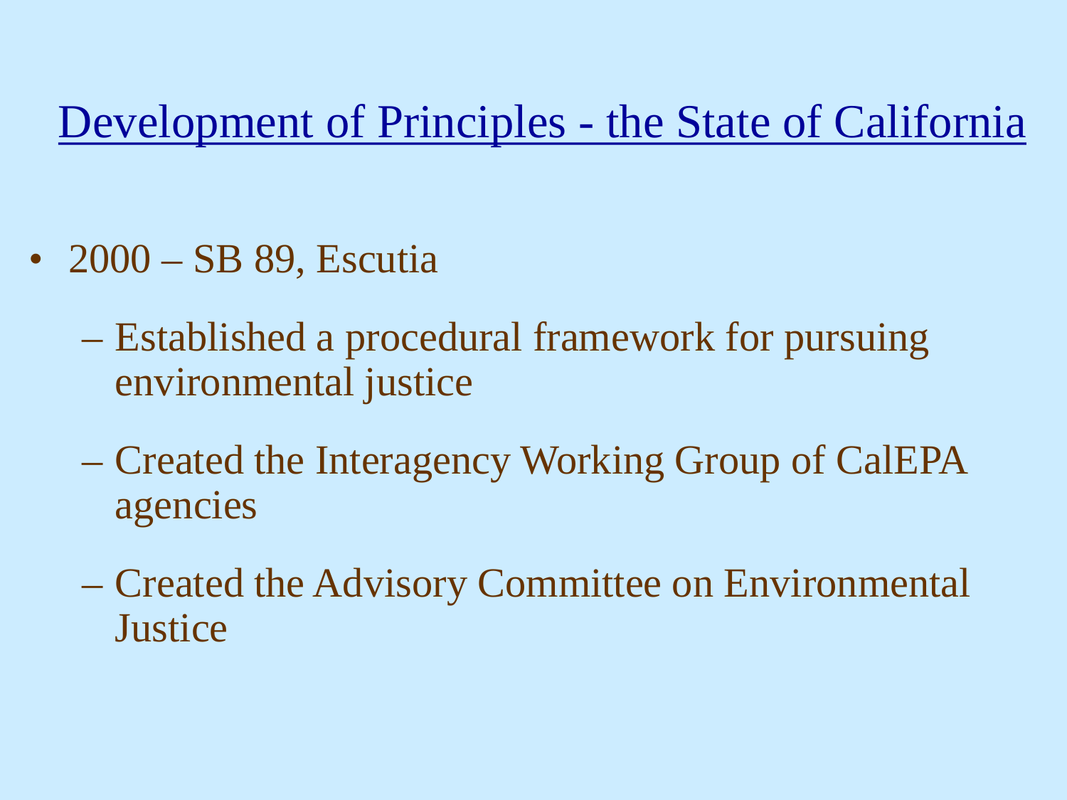# Development of Principles - the State of California

- 2000 – SB 89, Escutia
  - Established a procedural framework for pursuing environmental justice
  - Created the Interagency Working Group of CalEPA agencies
  - Created the Advisory Committee on Environmental Justice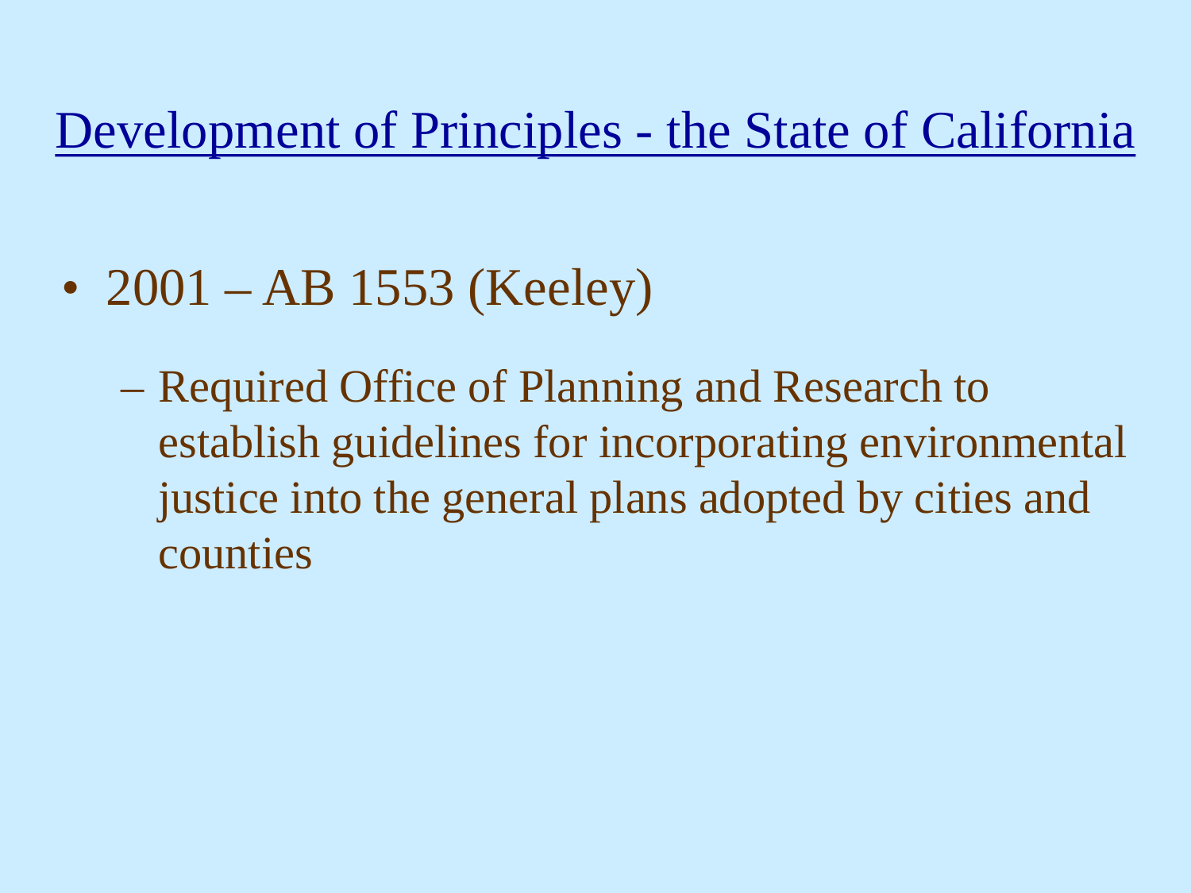## Development of Principles - the State of California

- 2001 – AB 1553 (Keeley)
  - Required Office of Planning and Research to establish guidelines for incorporating environmental justice into the general plans adopted by cities and counties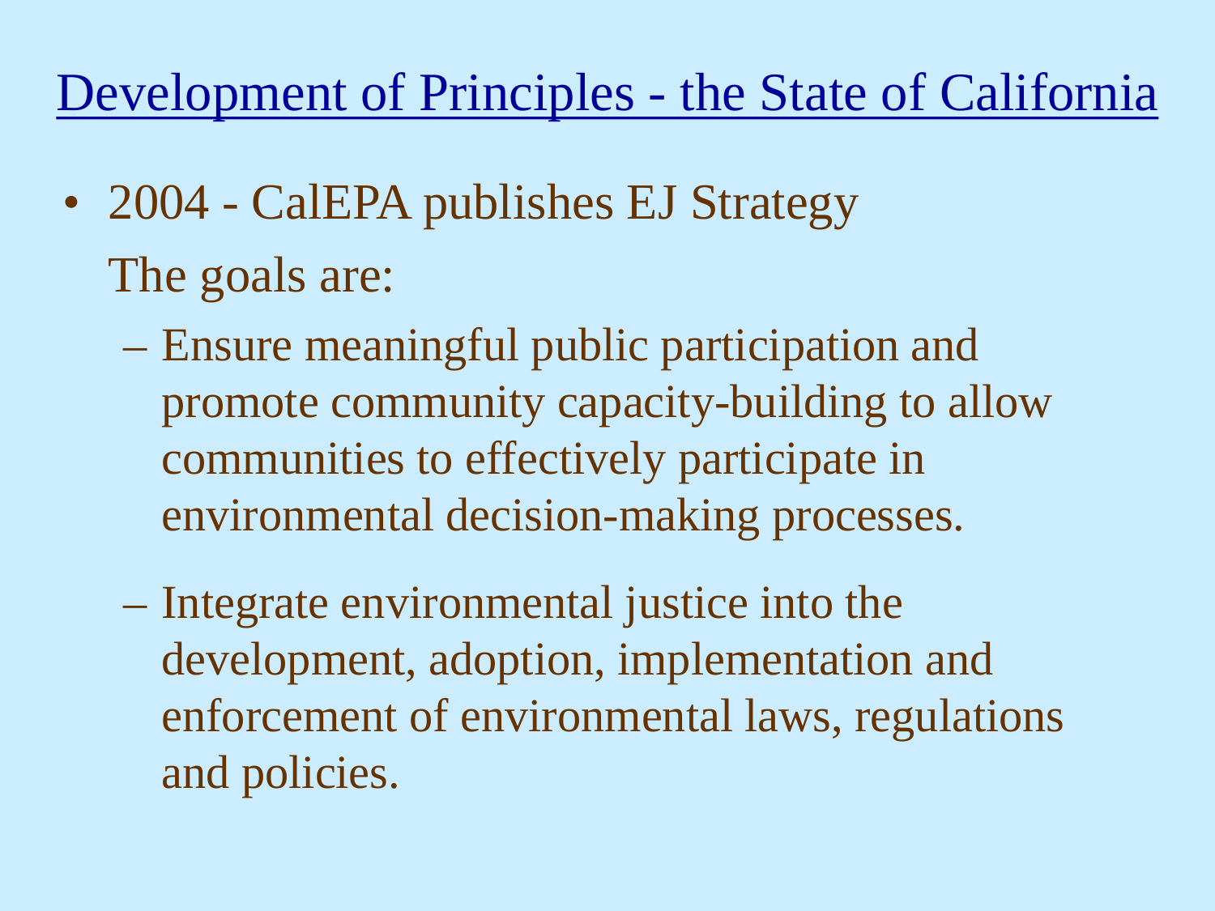# Development of Principles - the State of California

- 2004 - CalEPA publishes EJ Strategy

  The goals are:

  - Ensure meaningful public participation and promote community capacity-building to allow communities to effectively participate in environmental decision-making processes.
  - Integrate environmental justice into the development, adoption, implementation and enforcement of environmental laws, regulations and policies.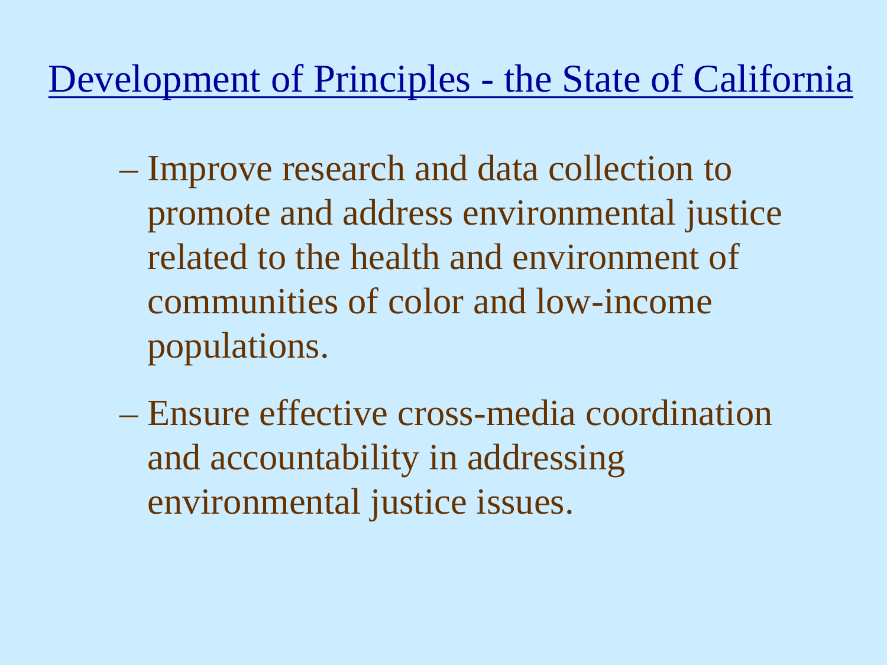## Development of Principles - the State of California

- Improve research and data collection to promote and address environmental justice related to the health and environment of communities of color and low-income populations.
- Ensure effective cross-media coordination and accountability in addressing environmental justice issues.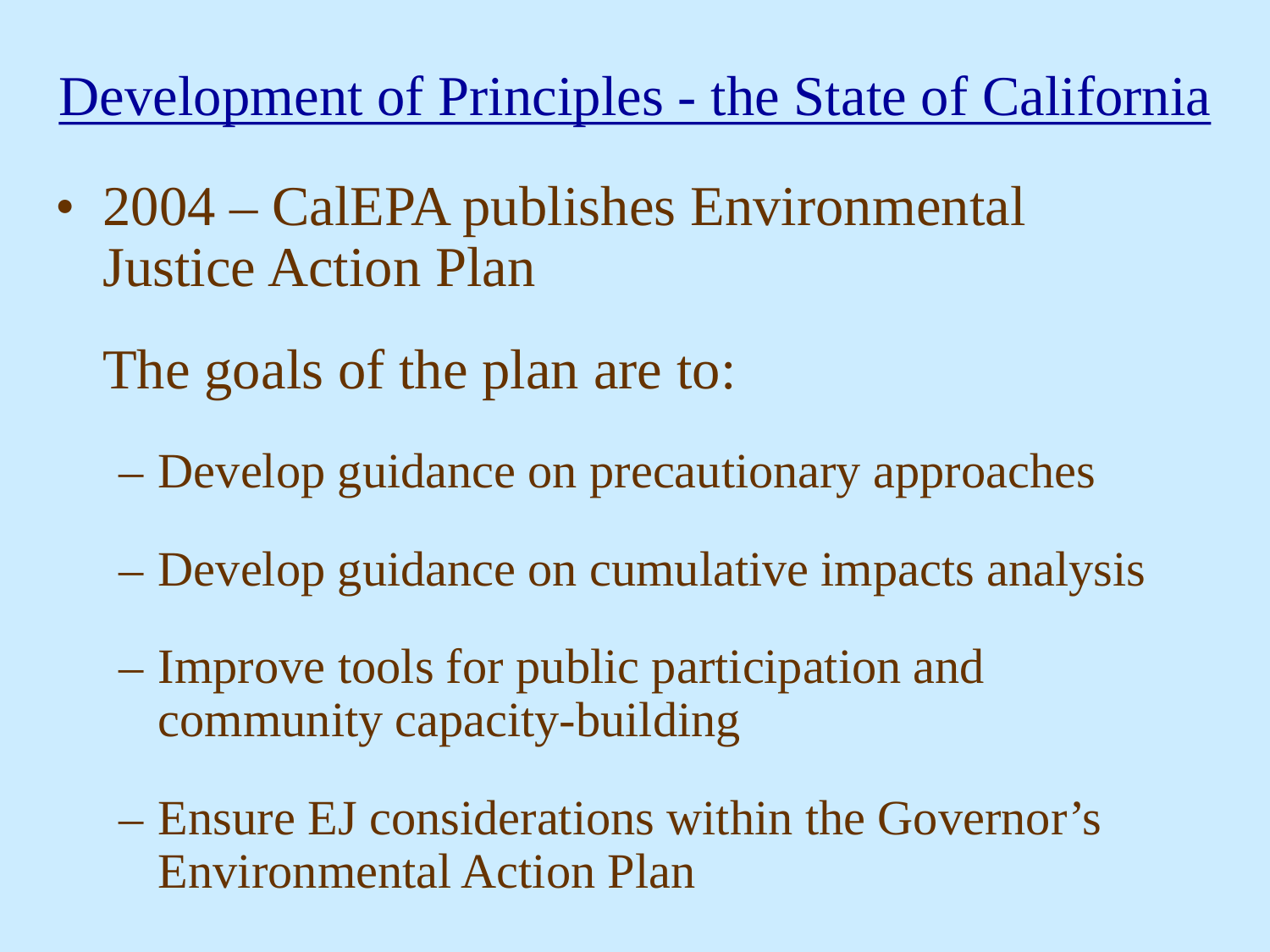# Development of Principles - the State of California

- 2004 – CalEPA publishes Environmental Justice Action Plan

  The goals of the plan are to:

  - Develop guidance on precautionary approaches
  - Develop guidance on cumulative impacts analysis
  - Improve tools for public participation and community capacity-building
  - Ensure EJ considerations within the Governor's Environmental Action Plan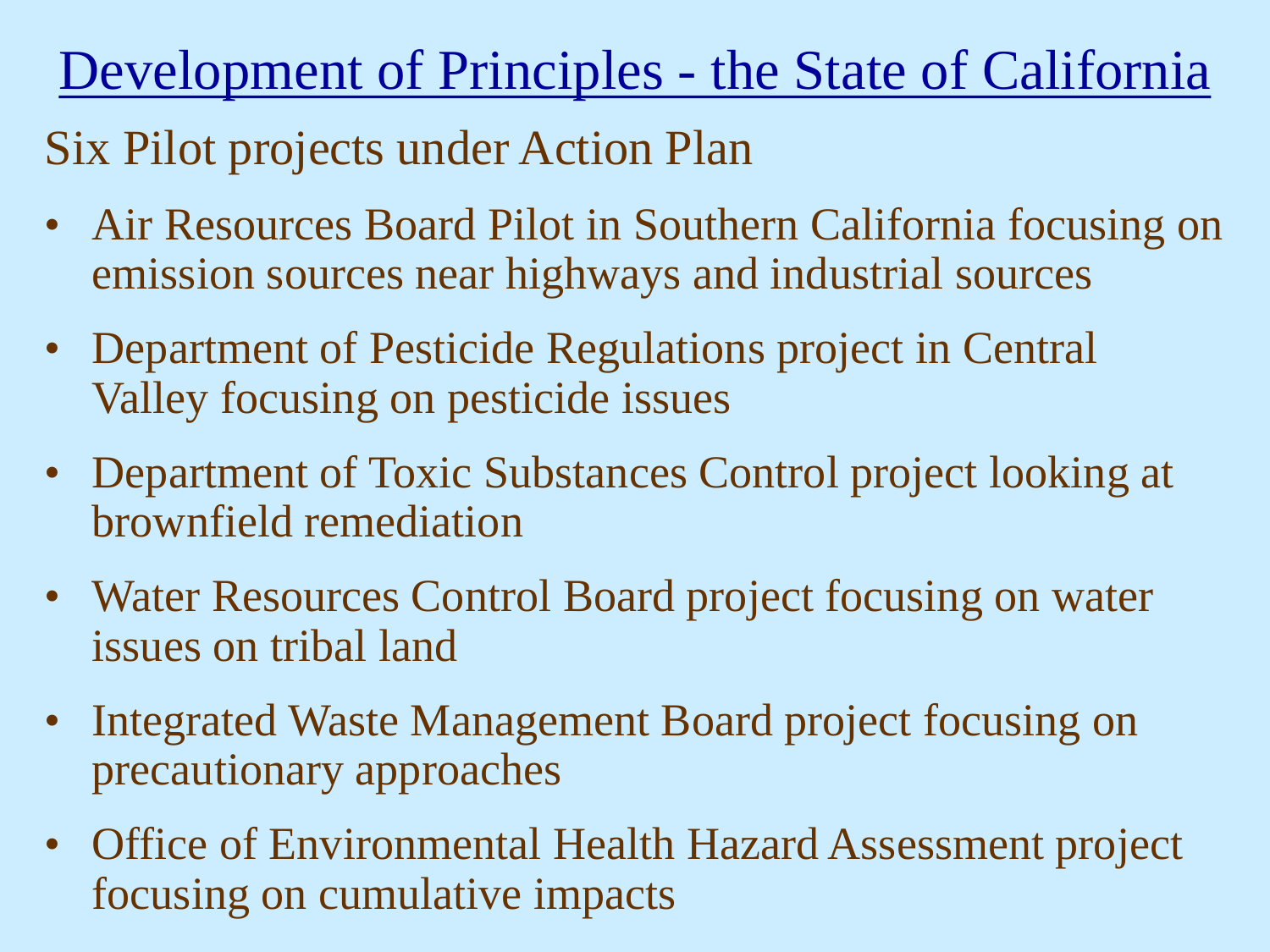# Development of Principles - the State of California

Six Pilot projects under Action Plan

- Air Resources Board Pilot in Southern California focusing on emission sources near highways and industrial sources
- Department of Pesticide Regulations project in Central Valley focusing on pesticide issues
- Department of Toxic Substances Control project looking at brownfield remediation
- Water Resources Control Board project focusing on water issues on tribal land
- Integrated Waste Management Board project focusing on precautionary approaches
- Office of Environmental Health Hazard Assessment project focusing on cumulative impacts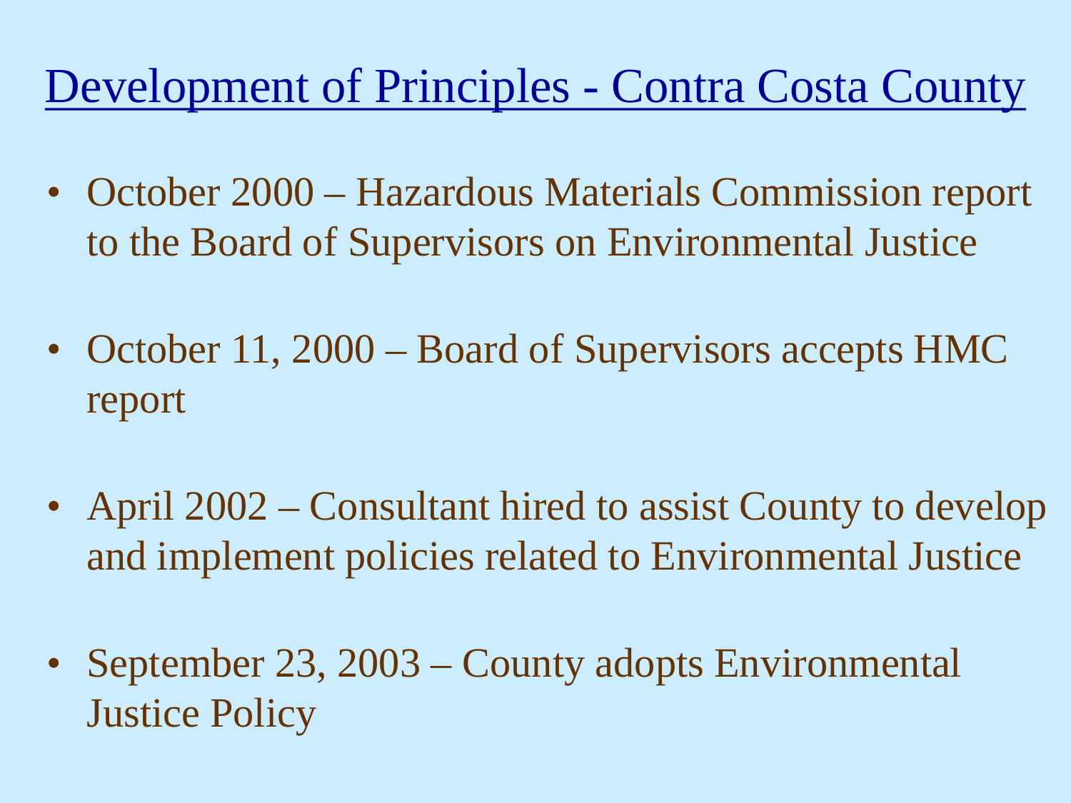# Development of Principles - Contra Costa County

- October 2000 – Hazardous Materials Commission report to the Board of Supervisors on Environmental Justice
- October 11, 2000 – Board of Supervisors accepts HMC report
- April 2002 – Consultant hired to assist County to develop and implement policies related to Environmental Justice
- September 23, 2003 – County adopts Environmental Justice Policy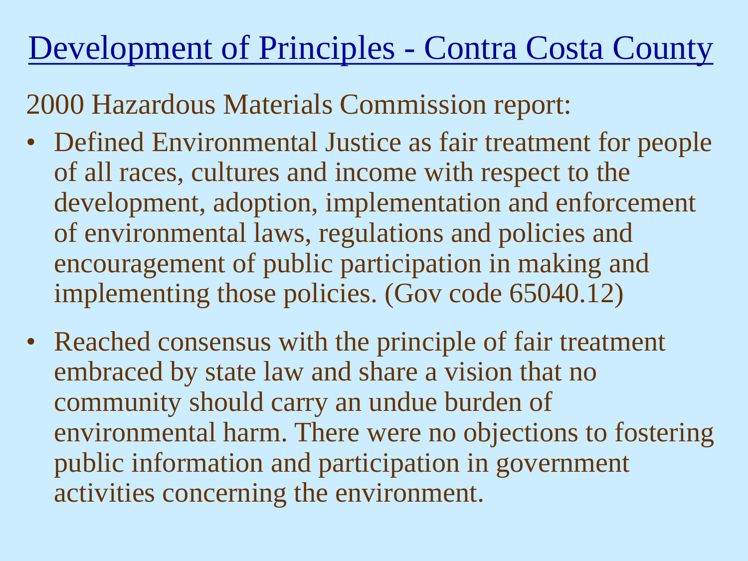# Development of Principles - Contra Costa County

2000 Hazardous Materials Commission report:

- Defined Environmental Justice as fair treatment for people of all races, cultures and income with respect to the development, adoption, implementation and enforcement of environmental laws, regulations and policies and encouragement of public participation in making and implementing those policies. (Gov code 65040.12)
- Reached consensus with the principle of fair treatment embraced by state law and share a vision that no community should carry an undue burden of environmental harm. There were no objections to fostering public information and participation in government activities concerning the environment.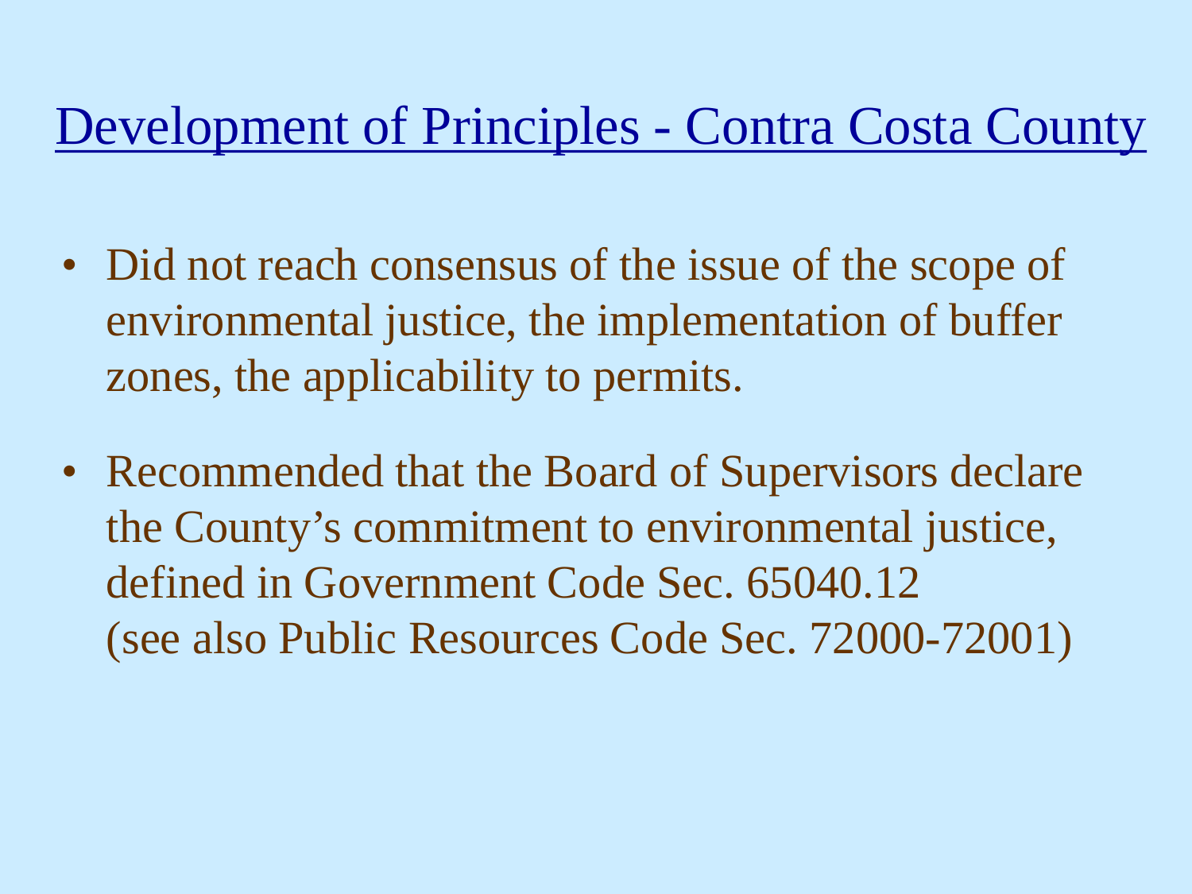# Development of Principles - Contra Costa County

- Did not reach consensus of the issue of the scope of environmental justice, the implementation of buffer zones, the applicability to permits.
- Recommended that the Board of Supervisors declare the County's commitment to environmental justice, defined in Government Code Sec. 65040.12 (see also Public Resources Code Sec. 72000-72001)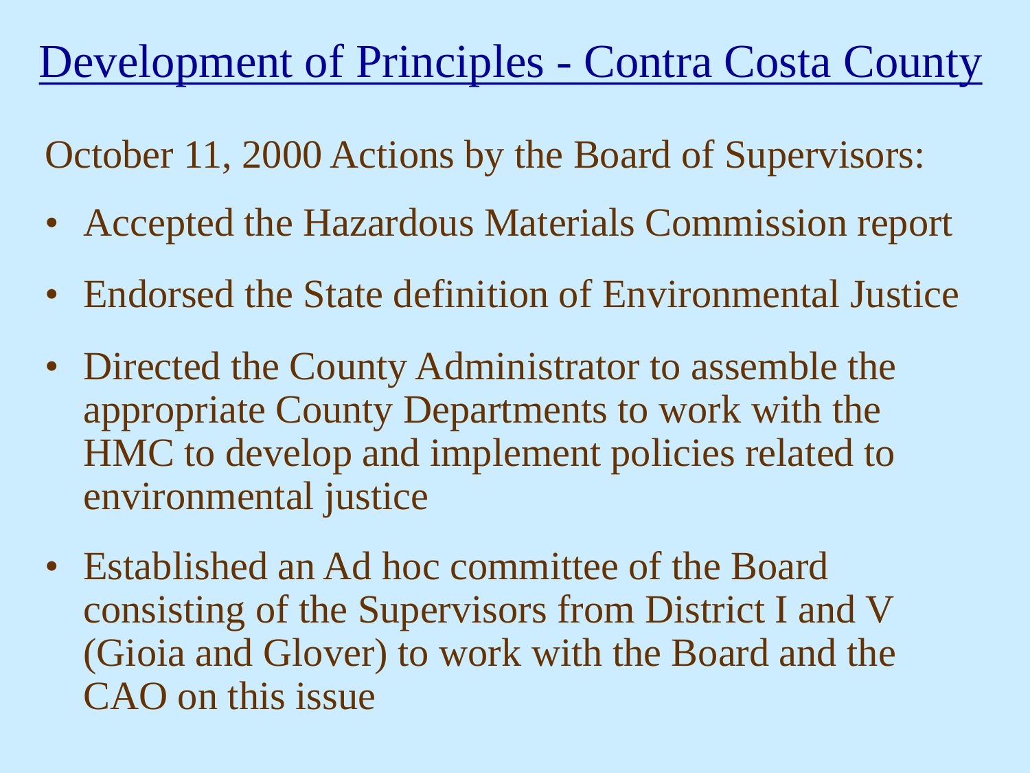# Development of Principles - Contra Costa County

October 11, 2000 Actions by the Board of Supervisors:

- Accepted the Hazardous Materials Commission report
- Endorsed the State definition of Environmental Justice
- Directed the County Administrator to assemble the appropriate County Departments to work with the HMC to develop and implement policies related to environmental justice
- Established an Ad hoc committee of the Board consisting of the Supervisors from District I and V (Gioia and Glover) to work with the Board and the CAO on this issue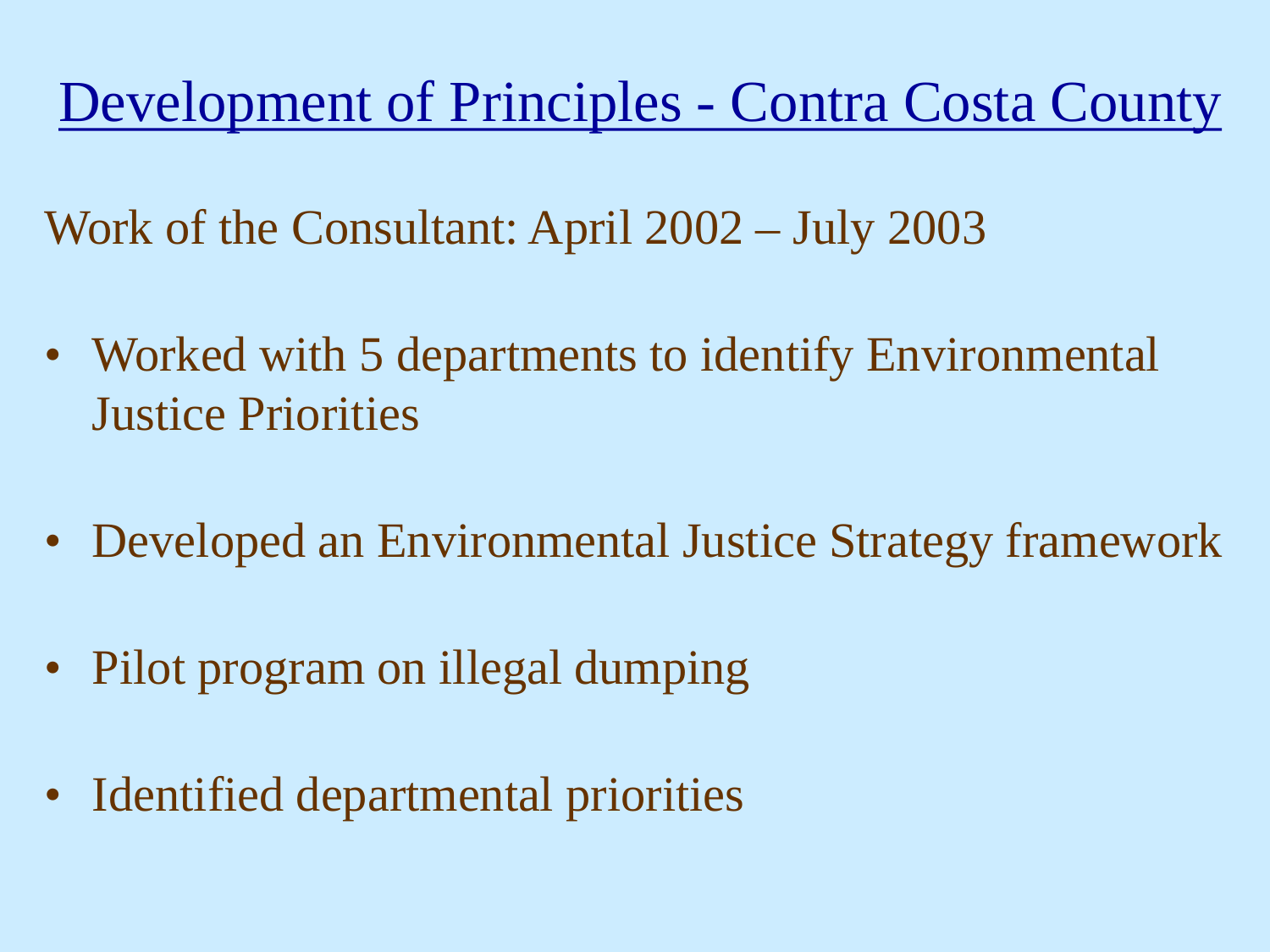# Development of Principles - Contra Costa County

Work of the Consultant: April 2002 – July 2003

- Worked with 5 departments to identify Environmental Justice Priorities
- Developed an Environmental Justice Strategy framework
- Pilot program on illegal dumping
- Identified departmental priorities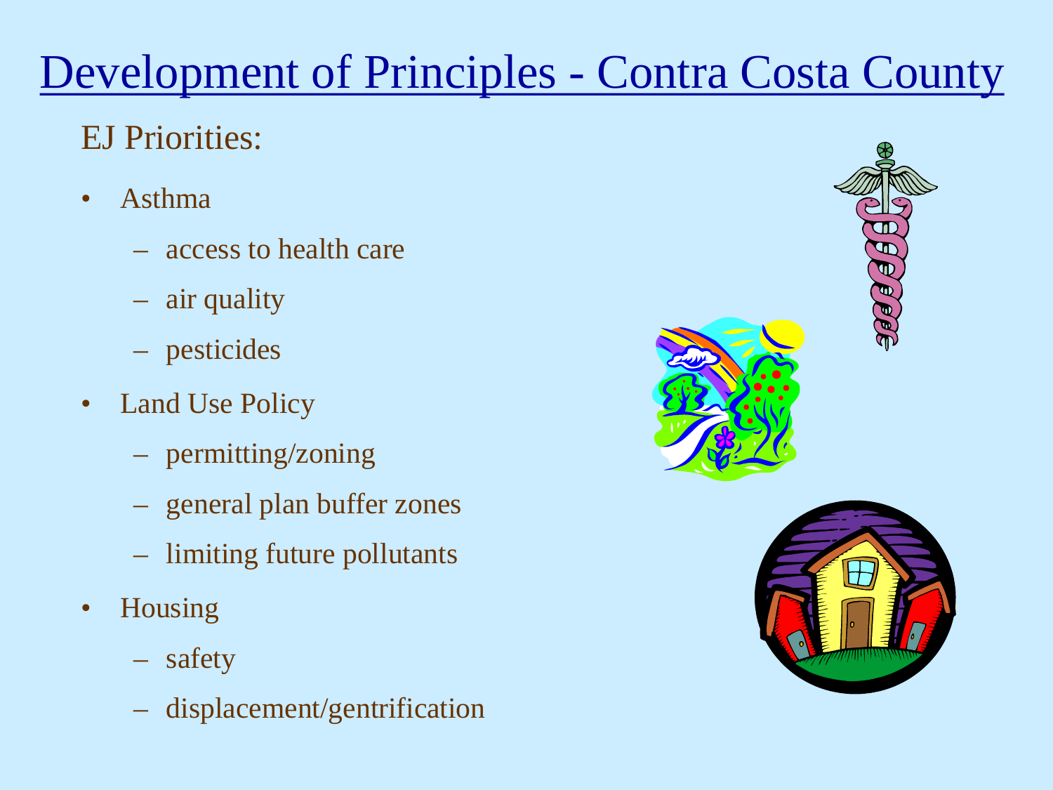# Development of Principles - Contra Costa County

EJ Priorities:

- Asthma
  - access to health care
  - air quality
  - pesticides
- Land Use Policy
  - permitting/zoning
  - general plan buffer zones
  - limiting future pollutants
- Housing
  - safety
  - displacement/gentrification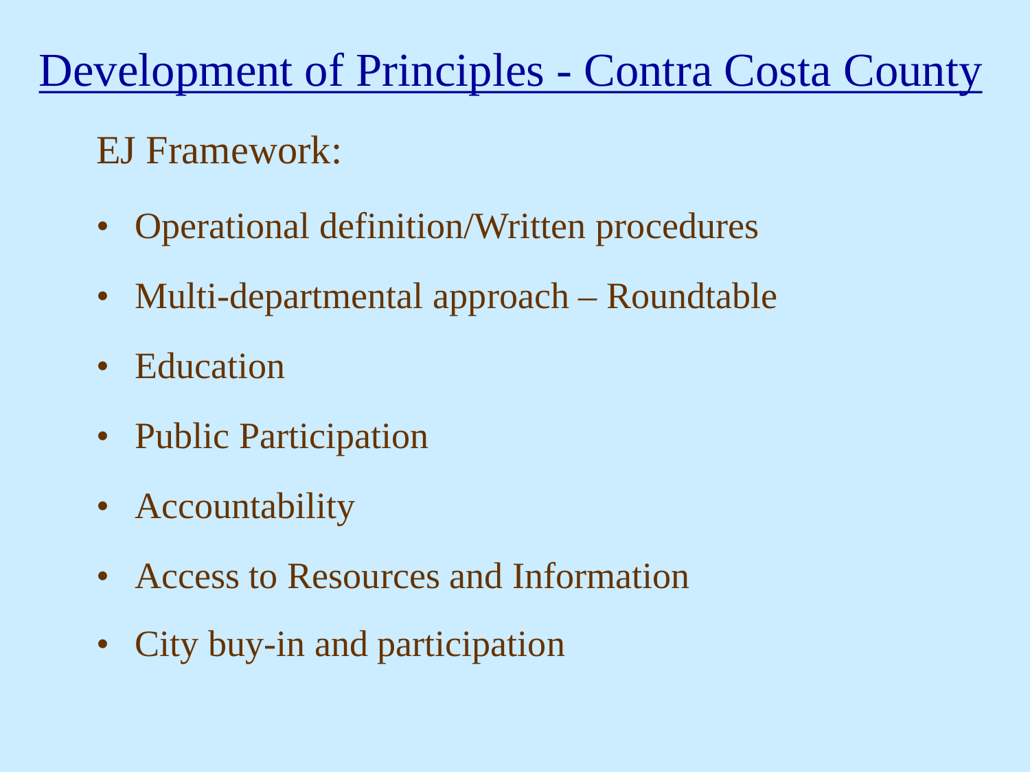# Development of Principles - Contra Costa County

EJ Framework:

- Operational definition/Written procedures
- Multi-departmental approach – Roundtable
- Education
- Public Participation
- Accountability
- Access to Resources and Information
- City buy-in and participation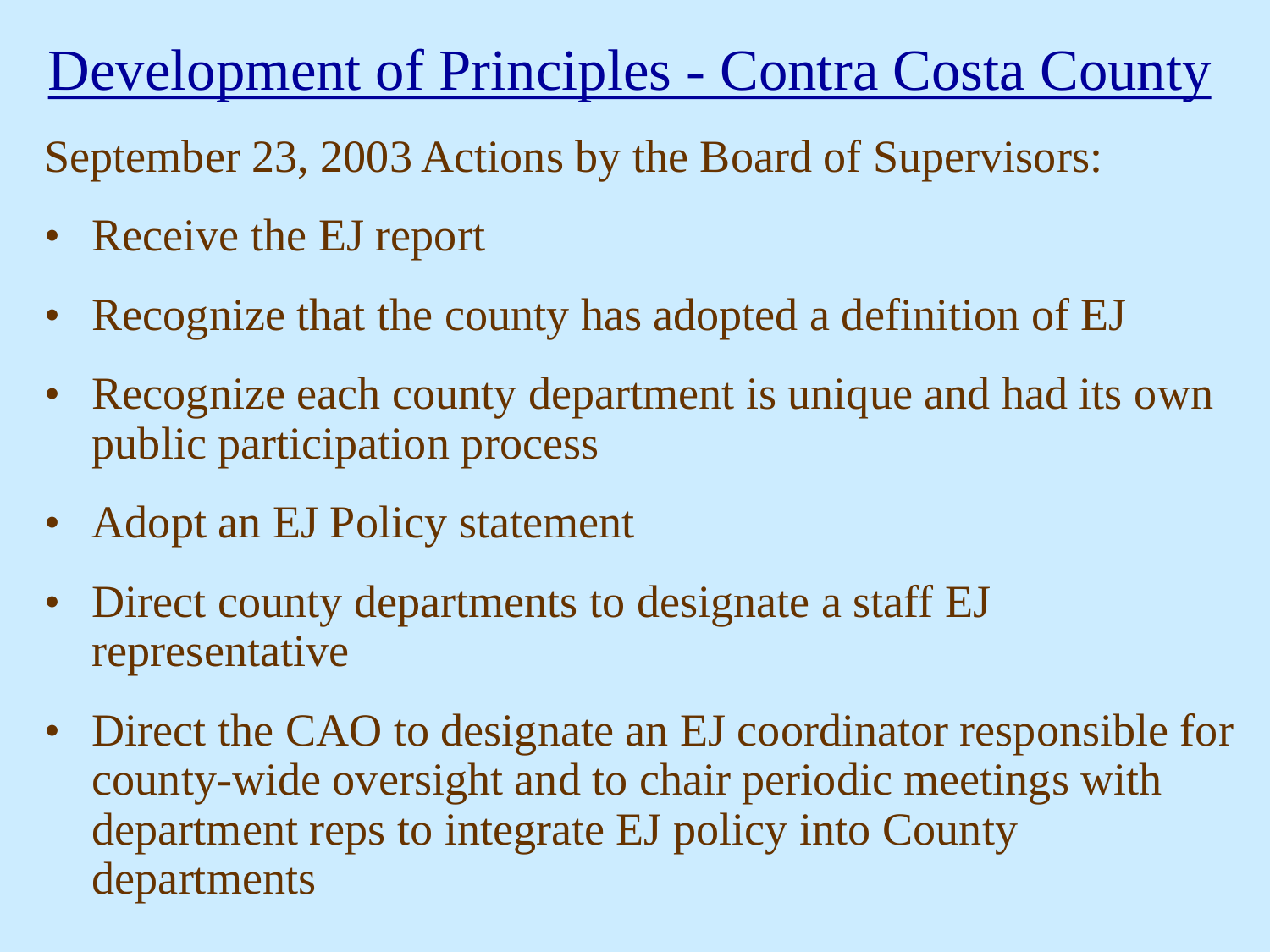# Development of Principles - Contra Costa County

September 23, 2003 Actions by the Board of Supervisors:

- Receive the EJ report
- Recognize that the county has adopted a definition of EJ
- Recognize each county department is unique and had its own public participation process
- Adopt an EJ Policy statement
- Direct county departments to designate a staff EJ representative
- Direct the CAO to designate an EJ coordinator responsible for county-wide oversight and to chair periodic meetings with department reps to integrate EJ policy into County departments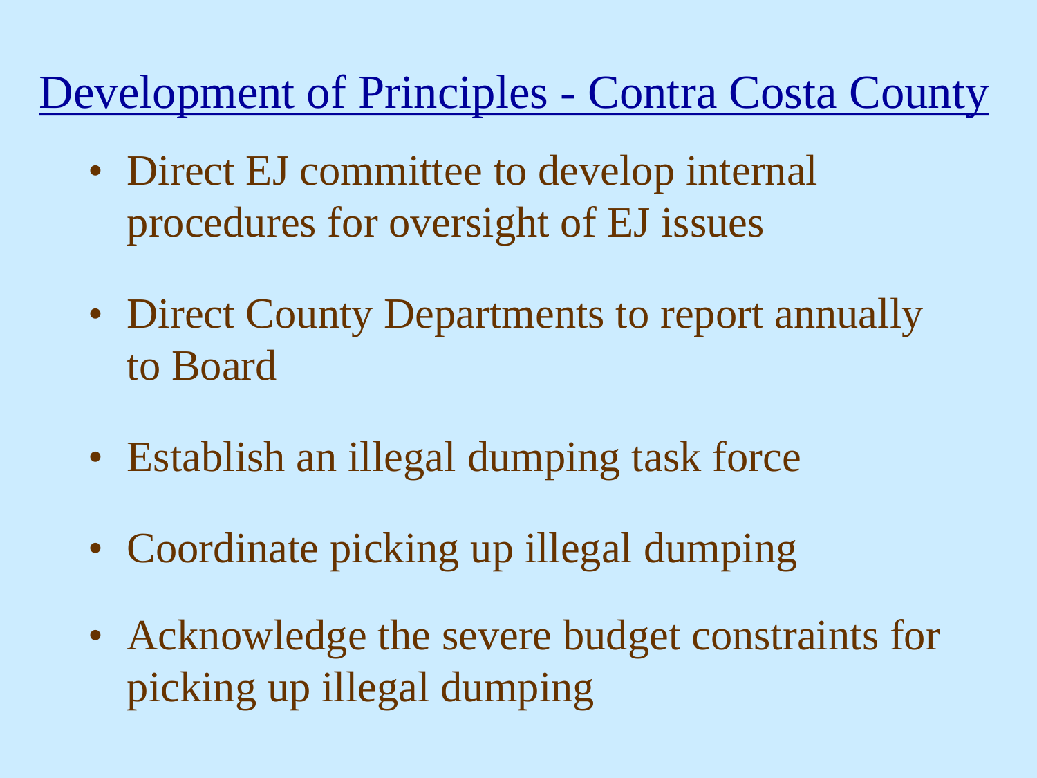# Development of Principles - Contra Costa County

- Direct EJ committee to develop internal procedures for oversight of EJ issues
- Direct County Departments to report annually to Board
- Establish an illegal dumping task force
- Coordinate picking up illegal dumping
- Acknowledge the severe budget constraints for picking up illegal dumping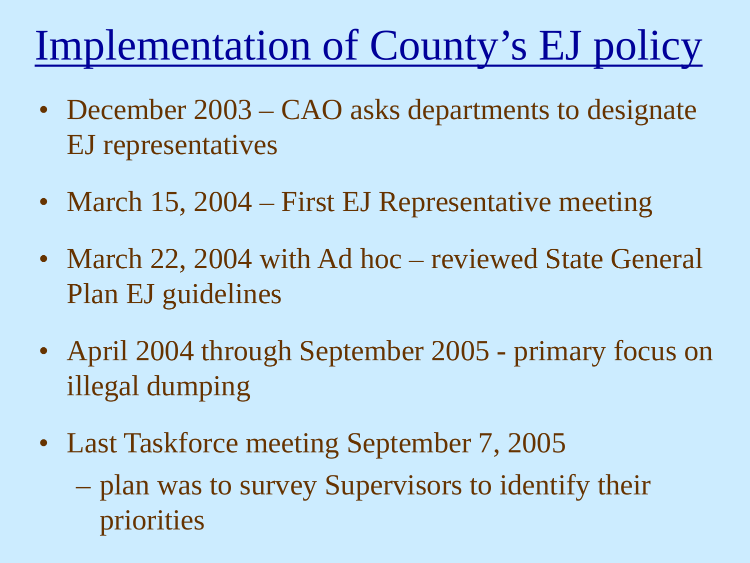# Implementation of County's EJ policy

- December 2003 – CAO asks departments to designate EJ representatives
- March 15, 2004 – First EJ Representative meeting
- March 22, 2004 with Ad hoc – reviewed State General Plan EJ guidelines
- April 2004 through September 2005 - primary focus on illegal dumping
- Last Taskforce meeting September 7, 2005
  - plan was to survey Supervisors to identify their priorities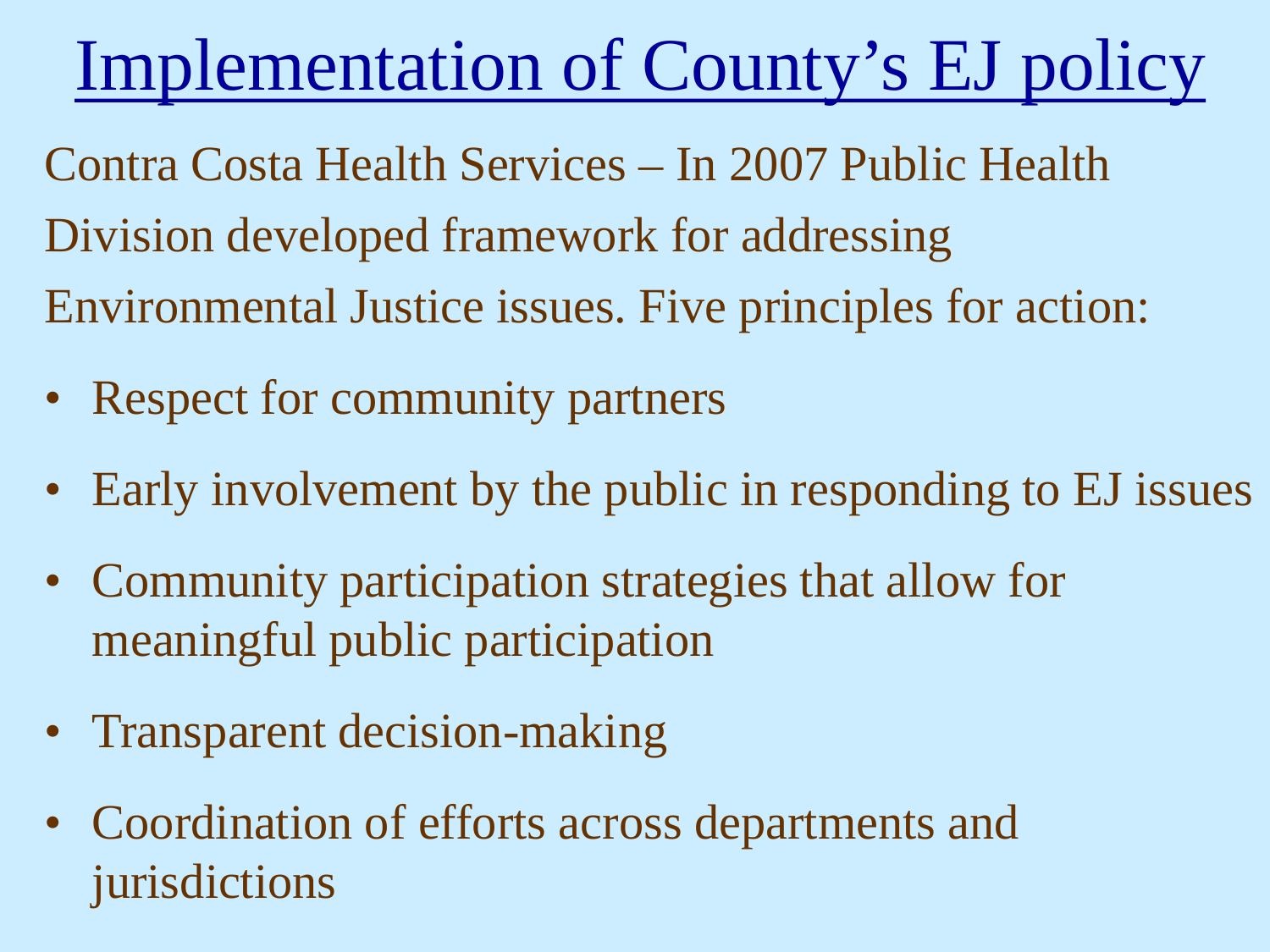# Implementation of County's EJ policy

Contra Costa Health Services – In 2007 Public Health Division developed framework for addressing Environmental Justice issues. Five principles for action:

- Respect for community partners
- Early involvement by the public in responding to EJ issues
- Community participation strategies that allow for meaningful public participation
- Transparent decision-making
- Coordination of efforts across departments and jurisdictions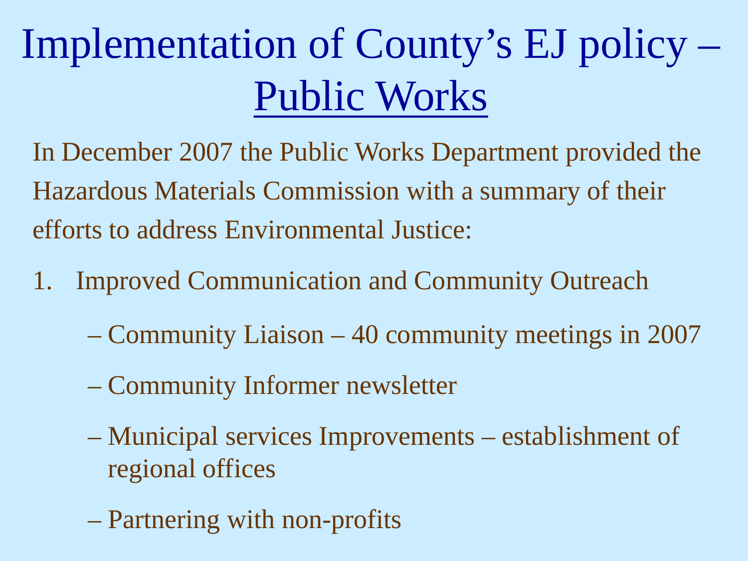# Implementation of County's EJ policy – Public Works

In December 2007 the Public Works Department provided the Hazardous Materials Commission with a summary of their efforts to address Environmental Justice:

1. Improved Communication and Community Outreach
   - Community Liaison – 40 community meetings in 2007
   - Community Informer newsletter
   - Municipal services Improvements – establishment of regional offices
   - Partnering with non-profits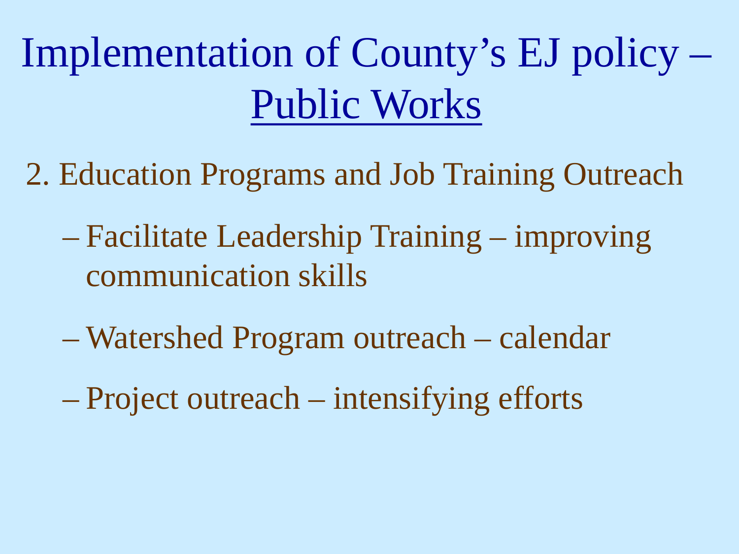# Implementation of County's EJ policy – Public Works

2. Education Programs and Job Training Outreach

   – Facilitate Leadership Training – improving communication skills

   – Watershed Program outreach – calendar

   – Project outreach – intensifying efforts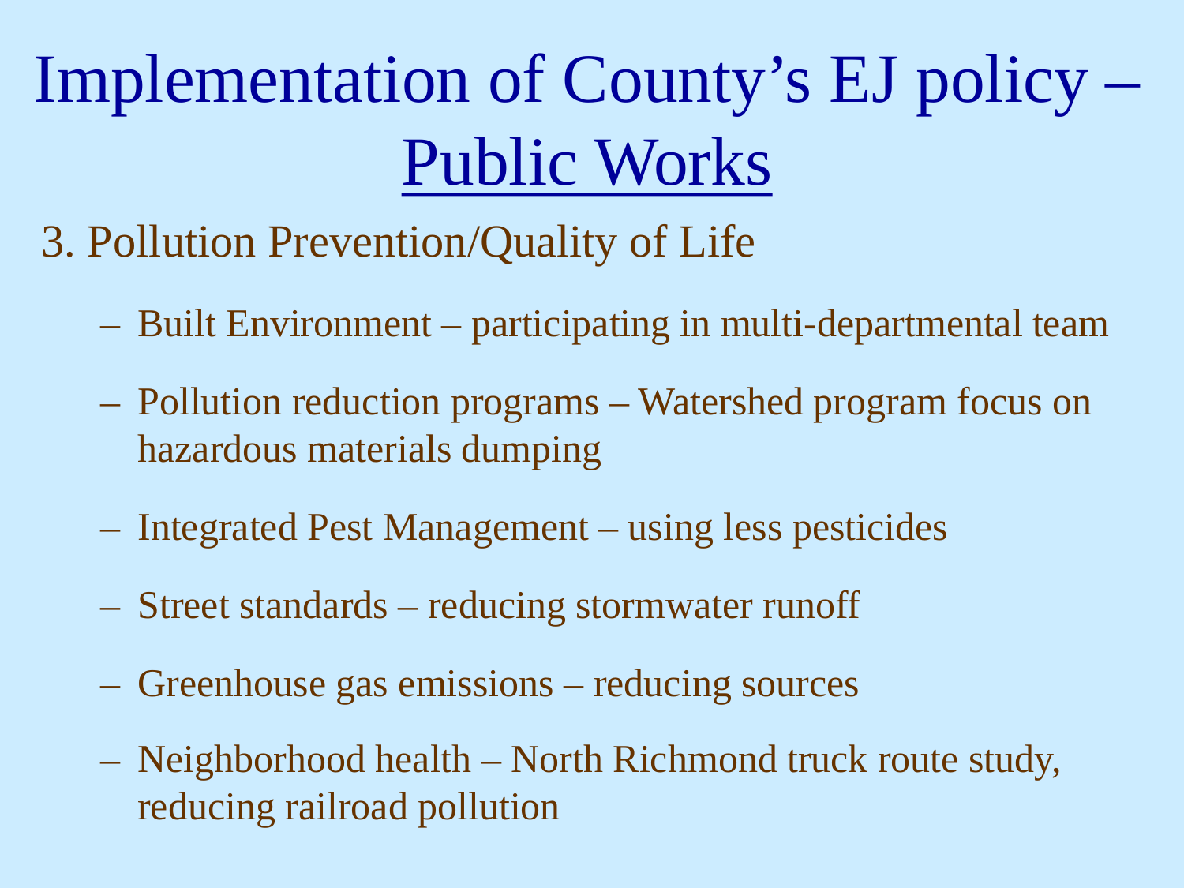# Implementation of County's EJ policy – Public Works

3. Pollution Prevention/Quality of Life

   - Built Environment – participating in multi-departmental team
   - Pollution reduction programs – Watershed program focus on hazardous materials dumping
   - Integrated Pest Management – using less pesticides
   - Street standards – reducing stormwater runoff
   - Greenhouse gas emissions – reducing sources
   - Neighborhood health – North Richmond truck route study, reducing railroad pollution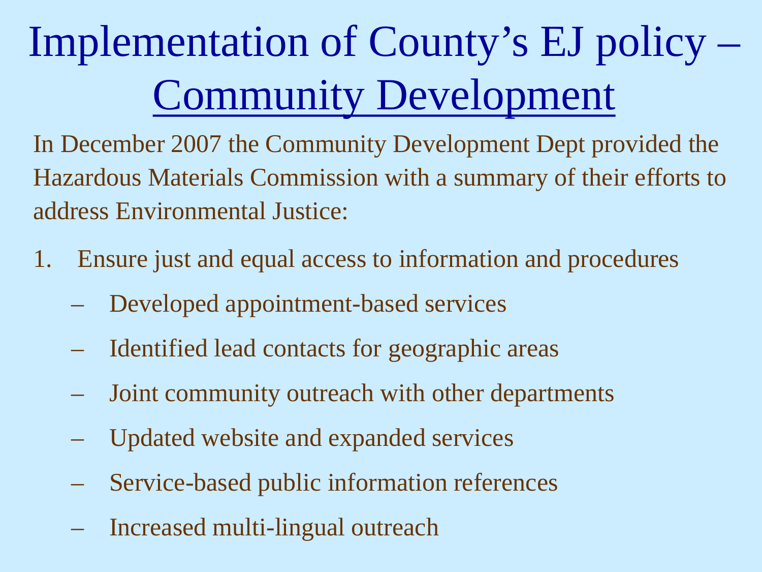# Implementation of County's EJ policy – Community Development

In December 2007 the Community Development Dept provided the Hazardous Materials Commission with a summary of their efforts to address Environmental Justice:

1. Ensure just and equal access to information and procedures
   - Developed appointment-based services
   - Identified lead contacts for geographic areas
   - Joint community outreach with other departments
   - Updated website and expanded services
   - Service-based public information references
   - Increased multi-lingual outreach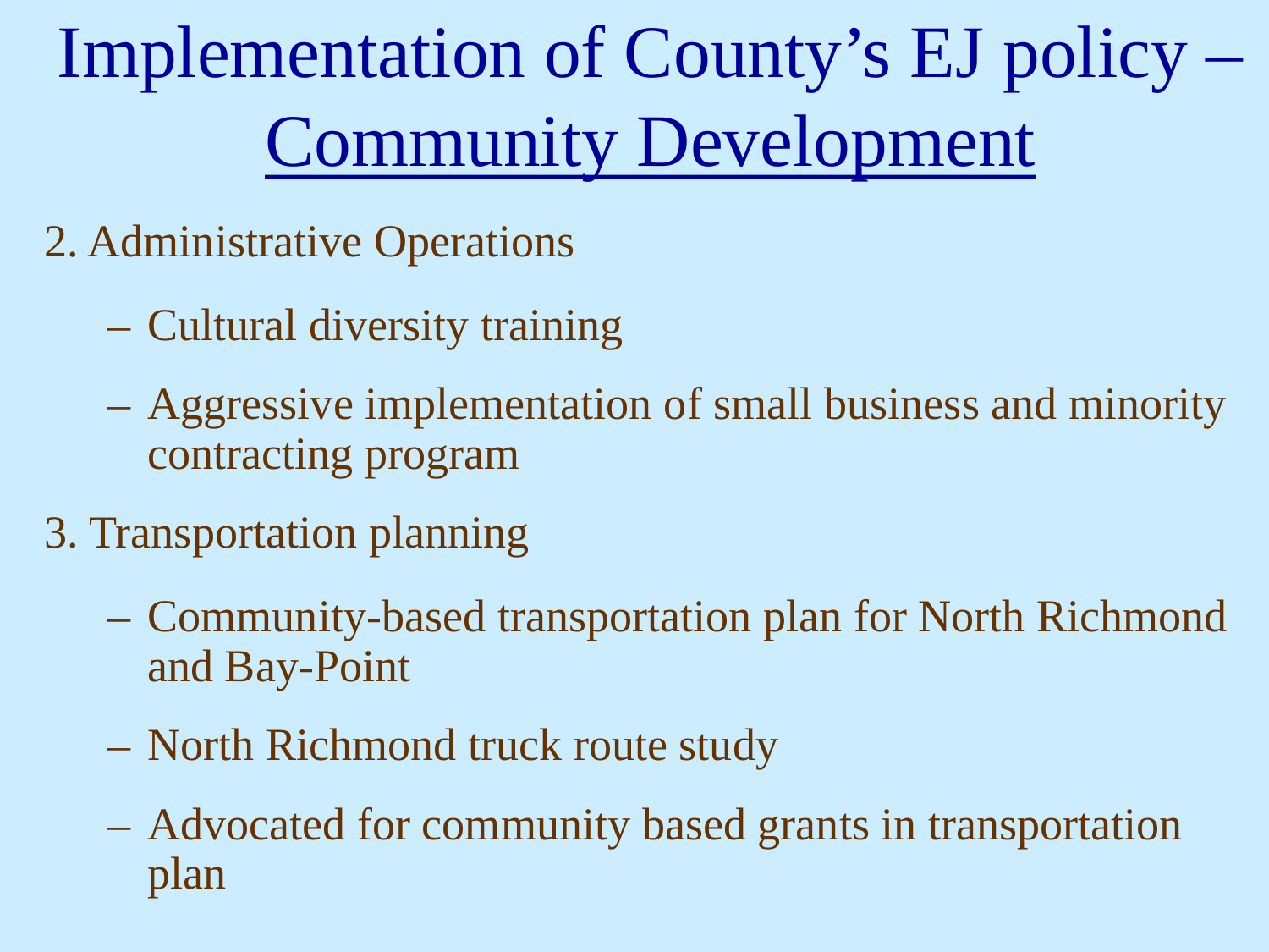# Implementation of County's EJ policy – Community Development

2. Administrative Operations
   - Cultural diversity training
   - Aggressive implementation of small business and minority contracting program
3. Transportation planning
   - Community-based transportation plan for North Richmond and Bay-Point
   - North Richmond truck route study
   - Advocated for community based grants in transportation plan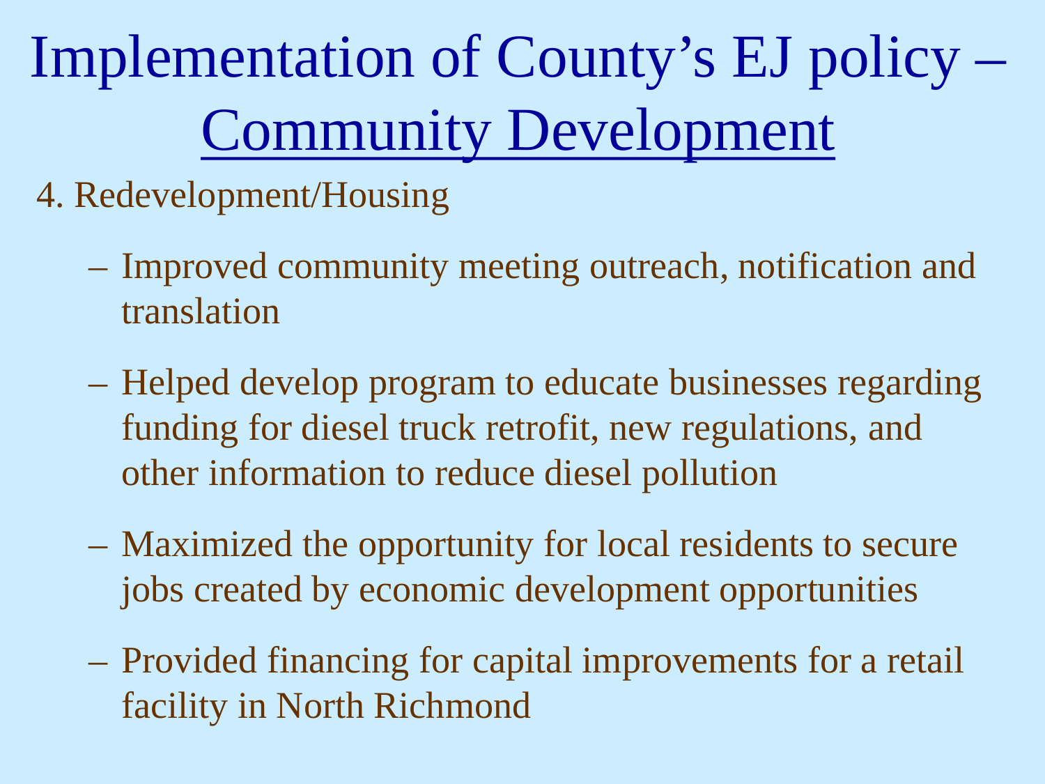# Implementation of County's EJ policy – Community Development

4. Redevelopment/Housing

   - Improved community meeting outreach, notification and translation
   - Helped develop program to educate businesses regarding funding for diesel truck retrofit, new regulations, and other information to reduce diesel pollution
   - Maximized the opportunity for local residents to secure jobs created by economic development opportunities
   - Provided financing for capital improvements for a retail facility in North Richmond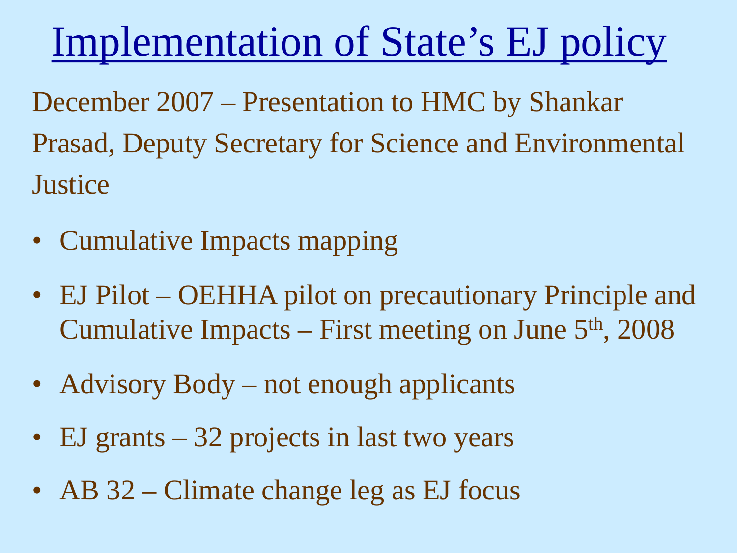# Implementation of State's EJ policy

December 2007 – Presentation to HMC by Shankar Prasad, Deputy Secretary for Science and Environmental Justice

- Cumulative Impacts mapping
- EJ Pilot – OEHHA pilot on precautionary Principle and Cumulative Impacts – First meeting on June 5th, 2008
- Advisory Body – not enough applicants
- EJ grants – 32 projects in last two years
- AB 32 – Climate change leg as EJ focus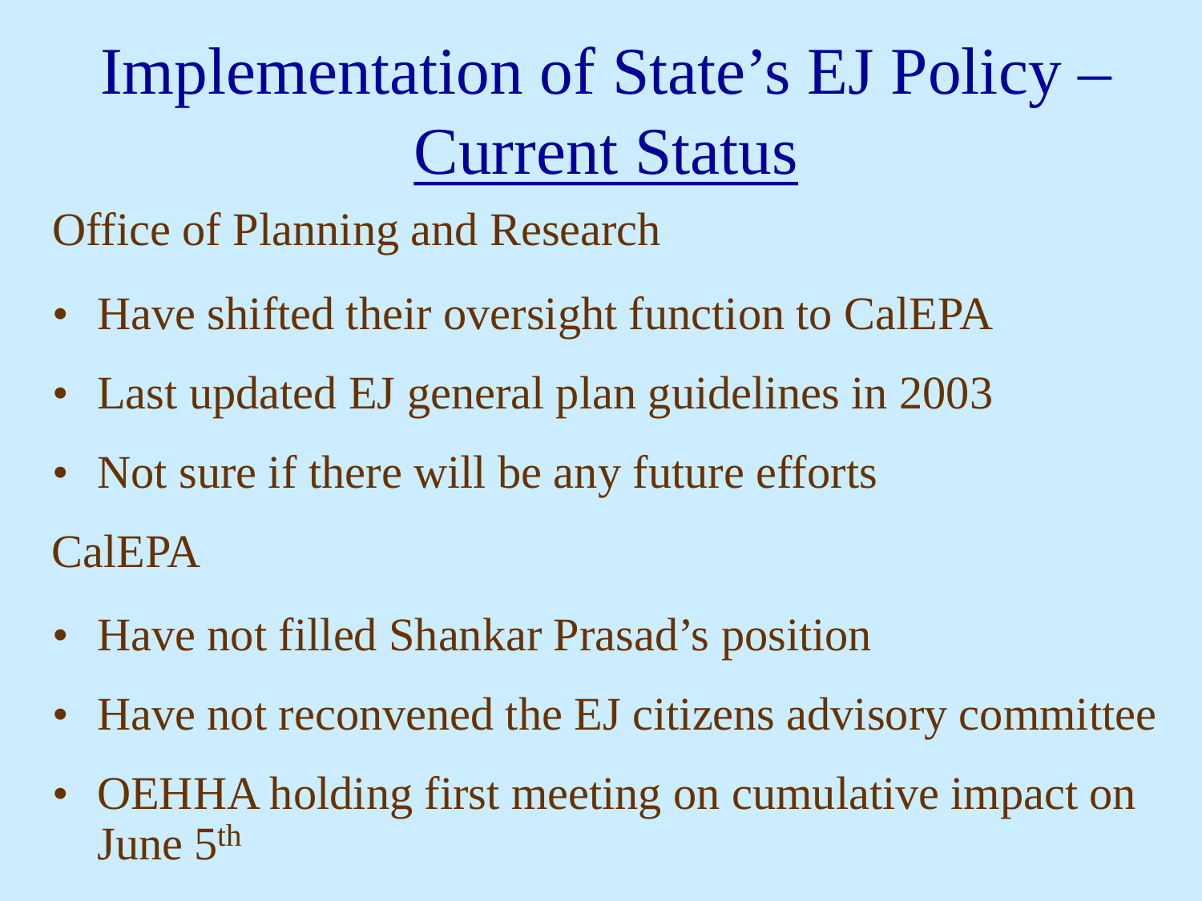# Implementation of State's EJ Policy – Current Status

Office of Planning and Research

- Have shifted their oversight function to CalEPA
- Last updated EJ general plan guidelines in 2003
- Not sure if there will be any future efforts

CalEPA

- Have not filled Shankar Prasad's position
- Have not reconvened the EJ citizens advisory committee
- OEHHA holding first meeting on cumulative impact on June 5th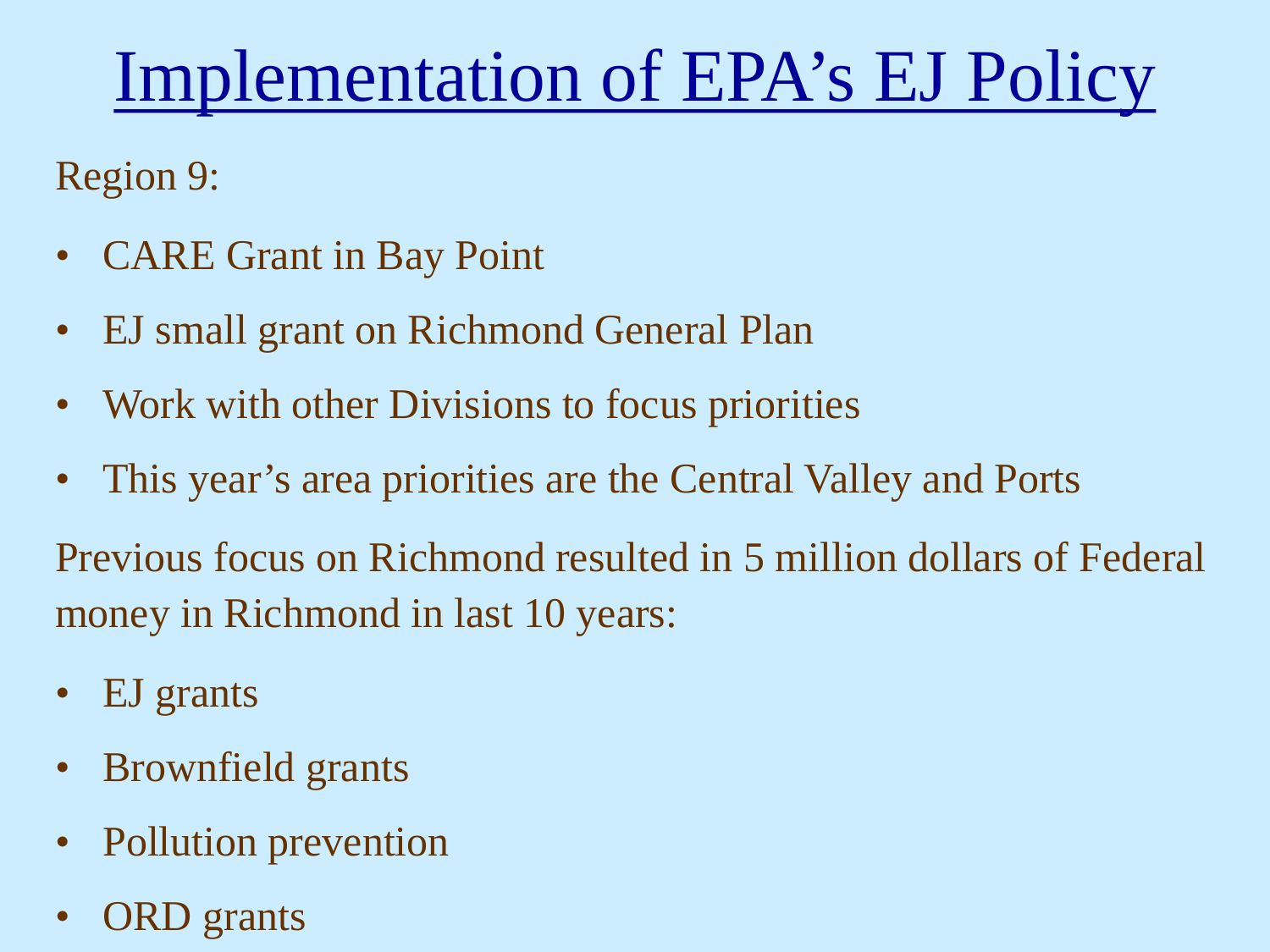# Implementation of EPA's EJ Policy

Region 9:

- CARE Grant in Bay Point
- EJ small grant on Richmond General Plan
- Work with other Divisions to focus priorities
- This year's area priorities are the Central Valley and Ports

Previous focus on Richmond resulted in 5 million dollars of Federal money in Richmond in last 10 years:

- EJ grants
- Brownfield grants
- Pollution prevention
- ORD grants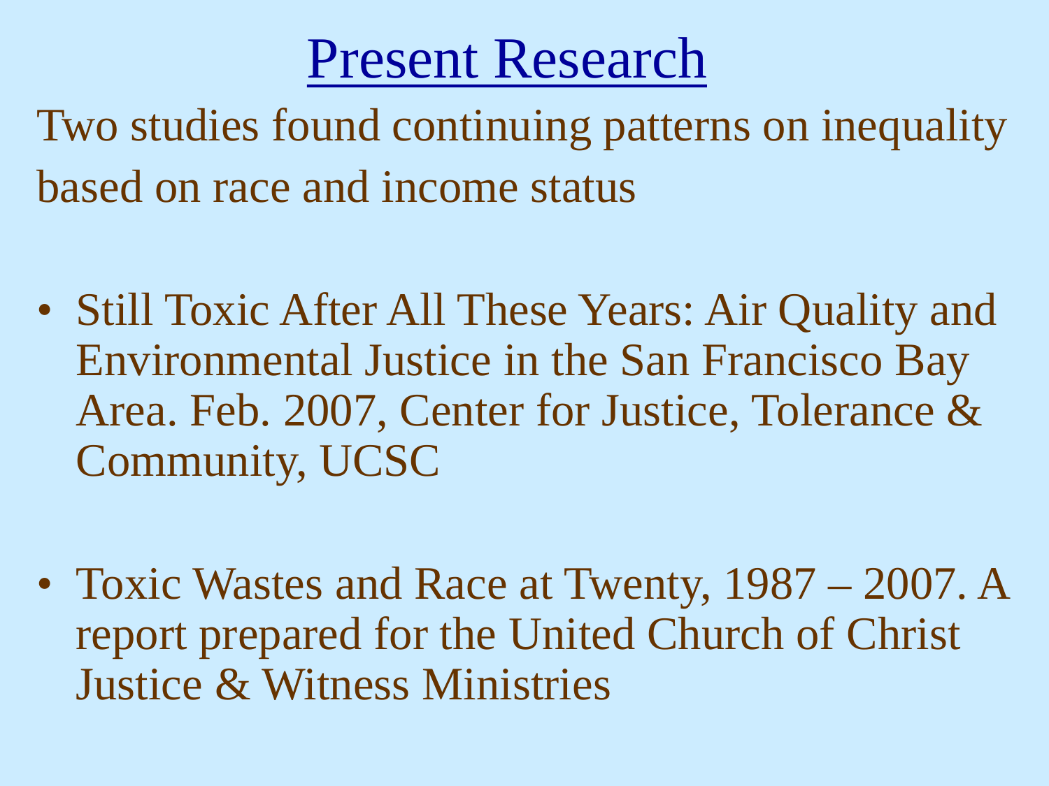# Present Research

Two studies found continuing patterns on inequality based on race and income status

- Still Toxic After All These Years: Air Quality and Environmental Justice in the San Francisco Bay Area. Feb. 2007, Center for Justice, Tolerance & Community, UCSC

- Toxic Wastes and Race at Twenty, 1987 – 2007. A report prepared for the United Church of Christ Justice & Witness Ministries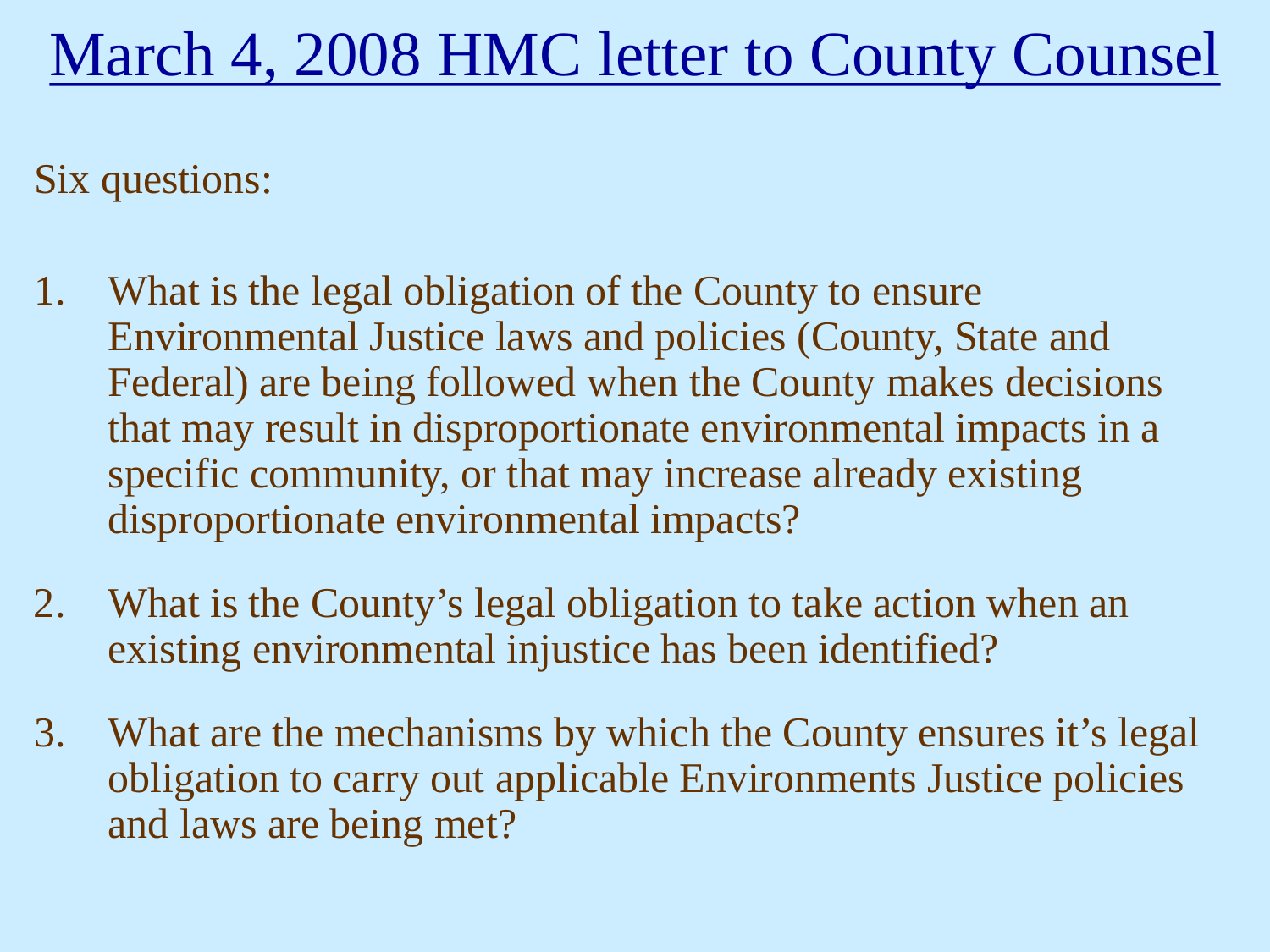# March 4, 2008 HMC letter to County Counsel

Six questions:

1. What is the legal obligation of the County to ensure Environmental Justice laws and policies (County, State and Federal) are being followed when the County makes decisions that may result in disproportionate environmental impacts in a specific community, or that may increase already existing disproportionate environmental impacts?

2. What is the County's legal obligation to take action when an existing environmental injustice has been identified?

3. What are the mechanisms by which the County ensures it's legal obligation to carry out applicable Environments Justice policies and laws are being met?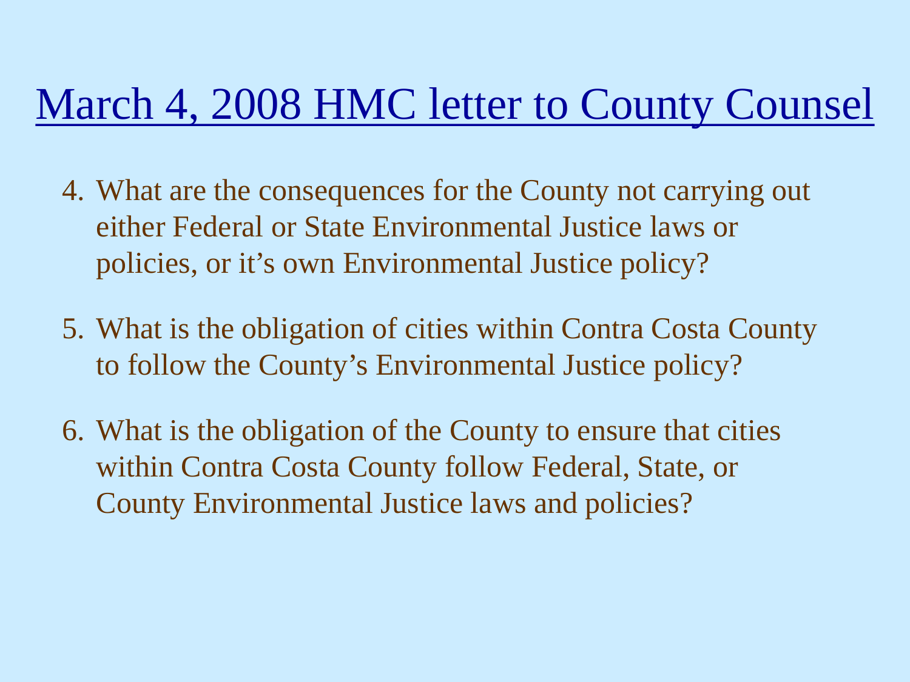# March 4, 2008 HMC letter to County Counsel

4. What are the consequences for the County not carrying out either Federal or State Environmental Justice laws or policies, or it's own Environmental Justice policy?

5. What is the obligation of cities within Contra Costa County to follow the County's Environmental Justice policy?

6. What is the obligation of the County to ensure that cities within Contra Costa County follow Federal, State, or County Environmental Justice laws and policies?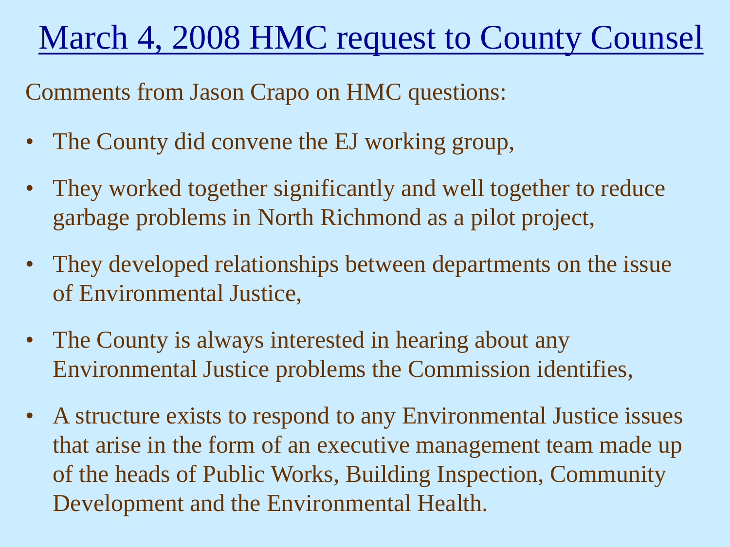# March 4, 2008 HMC request to County Counsel

Comments from Jason Crapo on HMC questions:

- The County did convene the EJ working group,
- They worked together significantly and well together to reduce garbage problems in North Richmond as a pilot project,
- They developed relationships between departments on the issue of Environmental Justice,
- The County is always interested in hearing about any Environmental Justice problems the Commission identifies,
- A structure exists to respond to any Environmental Justice issues that arise in the form of an executive management team made up of the heads of Public Works, Building Inspection, Community Development and the Environmental Health.